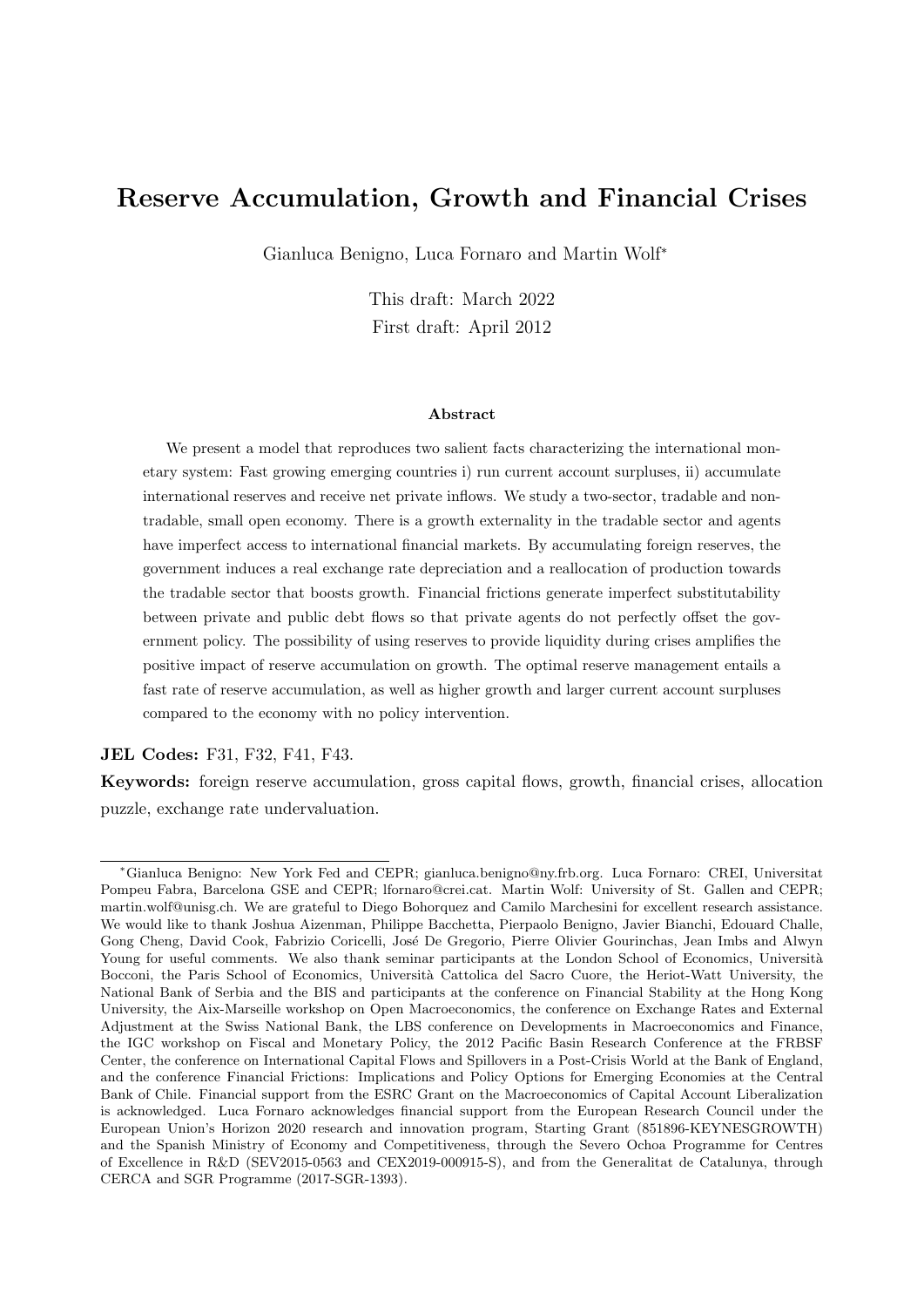# Reserve Accumulation, Growth and Financial Crises

Gianluca Benigno, Luca Fornaro and Martin Wolf*

This draft: March 2022

First draft: April 2012

### Abstract

We present a model that reproduces two salient facts characterizing the international monetary system: Fast growing emerging countries i) run current account surpluses, ii) accumulate international reserves and receive net private inflows. We study a two-sector, tradable and non-tradable, small open economy. There is a growth externality in the tradable sector and agents have imperfect access to international financial markets. By accumulating foreign reserves, the government induces a real exchange rate depreciation and a reallocation of production towards the tradable sector that boosts growth. Financial frictions generate imperfect substitutability between private and public debt flows so that private agents do not perfectly offset the government policy. The possibility of using reserves to provide liquidity during crises amplifies the positive impact of reserve accumulation on growth. The optimal reserve management entails a fast rate of reserve accumulation, as well as higher growth and larger current account surpluses compared to the economy with no policy intervention.

**JEL Codes:** F31, F32, F41, F43.

**Keywords:** foreign reserve accumulation, gross capital flows, growth, financial crises, allocation puzzle, exchange rate undervaluation.

---

*Gianluca Benigno: New York Fed and CEPR; gianluca.benigno@ny.frb.org. Luca Fornaro: CREI, Universitat Pompeu Fabra, Barcelona GSE and CEPR; lfornaro@crei.cat. Martin Wolf: University of St. Gallen and CEPR; martin.wolf@unisg.ch. We are grateful to Diego Bohorquez and Camilo Marchesini for excellent research assistance. We would like to thank Joshua Aizenman, Philippe Bacchetta, Pierpaolo Benigno, Javier Bianchi, Edouard Challe, Gong Cheng, David Cook, Fabrizio Coricelli, José De Gregorio, Pierre Olivier Gourinchas, Jean Imbs and Alwyn Young for useful comments. We also thank seminar participants at the London School of Economics, Università Bocconi, the Paris School of Economics, Università Cattolica del Sacro Cuore, the Heriot-Watt University, the National Bank of Serbia and the BIS and participants at the conference on Financial Stability at the Hong Kong University, the Aix-Marseille workshop on Open Macroeconomics, the conference on Exchange Rates and External Adjustment at the Swiss National Bank, the LBS conference on Developments in Macroeconomics and Finance, the IGC workshop on Fiscal and Monetary Policy, the 2012 Pacific Basin Research Conference at the FRBSF Center, the conference on International Capital Flows and Spillovers in a Post-Crisis World at the Bank of England, and the conference Financial Frictions: Implications and Policy Options for Emerging Economies at the Central Bank of Chile. Financial support from the ESRC Grant on the Macroeconomics of Capital Account Liberalization is acknowledged. Luca Fornaro acknowledges financial support from the European Research Council under the European Union's Horizon 2020 research and innovation program, Starting Grant (851896-KEYNESGROWTH) and the Spanish Ministry of Economy and Competitiveness, through the Severo Ochoa Programme for Centres of Excellence in R&D (SEV2015-0563 and CEX2019-000915-S), and from the Generalitat de Catalunya, through CERCA and SGR Programme (2017-SGR-1393).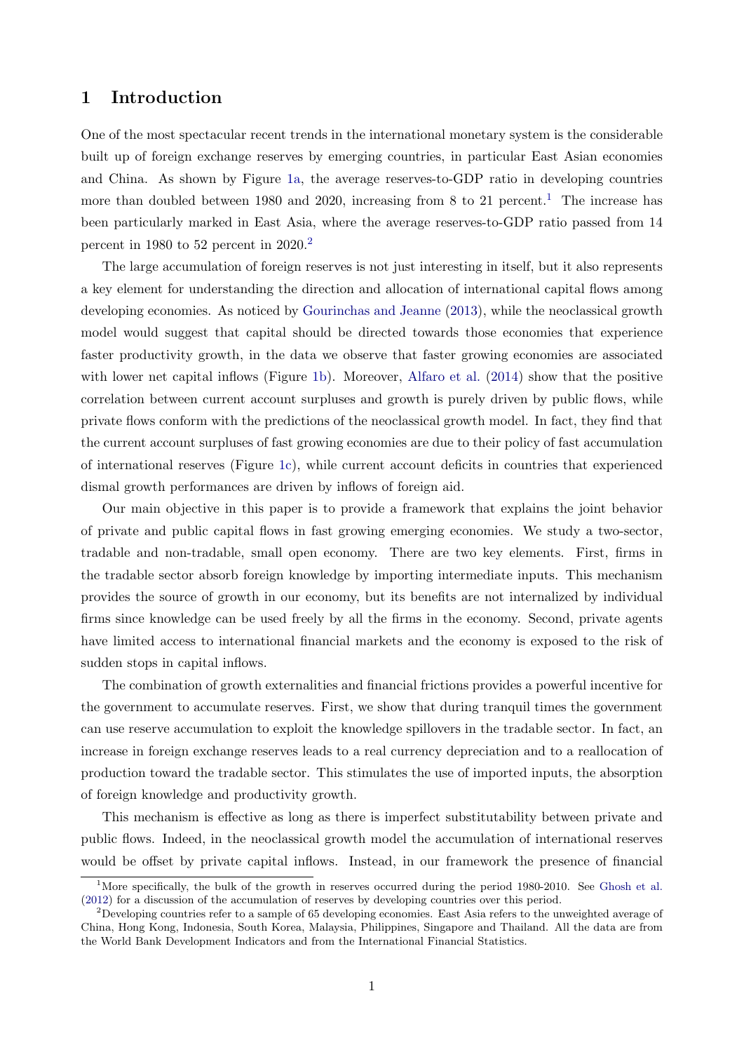# 1 Introduction

One of the most spectacular recent trends in the international monetary system is the considerable built up of foreign exchange reserves by emerging countries, in particular East Asian economies and China. As shown by Figure 1a, the average reserves-to-GDP ratio in developing countries more than doubled between 1980 and 2020, increasing from 8 to 21 percent.[1] The increase has been particularly marked in East Asia, where the average reserves-to-GDP ratio passed from 14 percent in 1980 to 52 percent in 2020.[2]

The large accumulation of foreign reserves is not just interesting in itself, but it also represents a key element for understanding the direction and allocation of international capital flows among developing economies. As noticed by Gourinchas and Jeanne (2013), while the neoclassical growth model would suggest that capital should be directed towards those economies that experience faster productivity growth, in the data we observe that faster growing economies are associated with lower net capital inflows (Figure 1b). Moreover, Alfaro et al. (2014) show that the positive correlation between current account surpluses and growth is purely driven by public flows, while private flows conform with the predictions of the neoclassical growth model. In fact, they find that the current account surpluses of fast growing economies are due to their policy of fast accumulation of international reserves (Figure 1c), while current account deficits in countries that experienced dismal growth performances are driven by inflows of foreign aid.

Our main objective in this paper is to provide a framework that explains the joint behavior of private and public capital flows in fast growing emerging economies. We study a two-sector, tradable and non-tradable, small open economy. There are two key elements. First, firms in the tradable sector absorb foreign knowledge by importing intermediate inputs. This mechanism provides the source of growth in our economy, but its benefits are not internalized by individual firms since knowledge can be used freely by all the firms in the economy. Second, private agents have limited access to international financial markets and the economy is exposed to the risk of sudden stops in capital inflows.

The combination of growth externalities and financial frictions provides a powerful incentive for the government to accumulate reserves. First, we show that during tranquil times the government can use reserve accumulation to exploit the knowledge spillovers in the tradable sector. In fact, an increase in foreign exchange reserves leads to a real currency depreciation and to a reallocation of production toward the tradable sector. This stimulates the use of imported inputs, the absorption of foreign knowledge and productivity growth.

This mechanism is effective as long as there is imperfect substitutability between private and public flows. Indeed, in the neoclassical growth model the accumulation of international reserves would be offset by private capital inflows. Instead, in our framework the presence of financial

[1] More specifically, the bulk of the growth in reserves occurred during the period 1980-2010. See Ghosh et al. (2012) for a discussion of the accumulation of reserves by developing countries over this period.

[2] Developing countries refer to a sample of 65 developing economies. East Asia refers to the unweighted average of China, Hong Kong, Indonesia, South Korea, Malaysia, Philippines, Singapore and Thailand. All the data are from the World Bank Development Indicators and from the International Financial Statistics.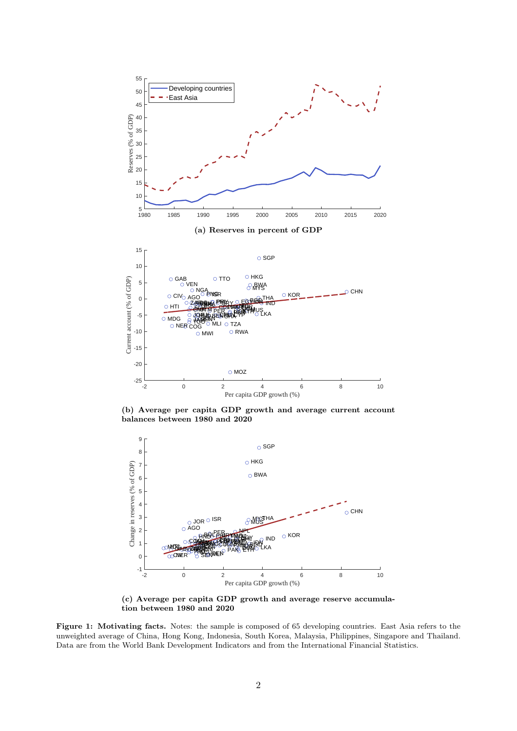**(a) Reserves in percent of GDP**

**(b) Average per capita GDP growth and average current account balances between 1980 and 2020**

**(c) Average per capita GDP growth and average reserve accumulation between 1980 and 2020**

**Figure 1: Motivating facts.** Notes: the sample is composed of 65 developing countries. East Asia refers to the unweighted average of China, Hong Kong, Indonesia, South Korea, Malaysia, Philippines, Singapore and Thailand. Data are from the World Bank Development Indicators and from the International Financial Statistics.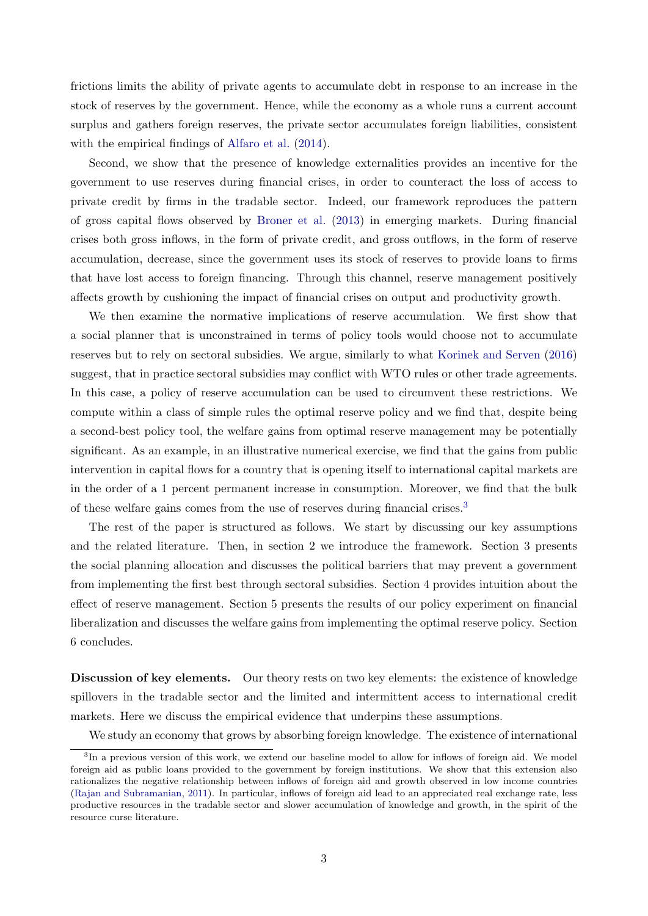frictions limits the ability of private agents to accumulate debt in response to an increase in the stock of reserves by the government. Hence, while the economy as a whole runs a current account surplus and gathers foreign reserves, the private sector accumulates foreign liabilities, consistent with the empirical findings of Alfaro et al. (2014).

Second, we show that the presence of knowledge externalities provides an incentive for the government to use reserves during financial crises, in order to counteract the loss of access to private credit by firms in the tradable sector. Indeed, our framework reproduces the pattern of gross capital flows observed by Broner et al. (2013) in emerging markets. During financial crises both gross inflows, in the form of private credit, and gross outflows, in the form of reserve accumulation, decrease, since the government uses its stock of reserves to provide loans to firms that have lost access to foreign financing. Through this channel, reserve management positively affects growth by cushioning the impact of financial crises on output and productivity growth.

We then examine the normative implications of reserve accumulation. We first show that a social planner that is unconstrained in terms of policy tools would choose not to accumulate reserves but to rely on sectoral subsidies. We argue, similarly to what Korinek and Serven (2016) suggest, that in practice sectoral subsidies may conflict with WTO rules or other trade agreements. In this case, a policy of reserve accumulation can be used to circumvent these restrictions. We compute within a class of simple rules the optimal reserve policy and we find that, despite being a second-best policy tool, the welfare gains from optimal reserve management may be potentially significant. As an example, in an illustrative numerical exercise, we find that the gains from public intervention in capital flows for a country that is opening itself to international capital markets are in the order of a 1 percent permanent increase in consumption. Moreover, we find that the bulk of these welfare gains comes from the use of reserves during financial crises.[3]

The rest of the paper is structured as follows. We start by discussing our key assumptions and the related literature. Then, in section 2 we introduce the framework. Section 3 presents the social planning allocation and discusses the political barriers that may prevent a government from implementing the first best through sectoral subsidies. Section 4 provides intuition about the effect of reserve management. Section 5 presents the results of our policy experiment on financial liberalization and discusses the welfare gains from implementing the optimal reserve policy. Section 6 concludes.

**Discussion of key elements.** Our theory rests on two key elements: the existence of knowledge spillovers in the tradable sector and the limited and intermittent access to international credit markets. Here we discuss the empirical evidence that underpins these assumptions.

We study an economy that grows by absorbing foreign knowledge. The existence of international

[3] In a previous version of this work, we extend our baseline model to allow for inflows of foreign aid. We model foreign aid as public loans provided to the government by foreign institutions. We show that this extension also rationalizes the negative relationship between inflows of foreign aid and growth observed in low income countries (Rajan and Subramanian, 2011). In particular, inflows of foreign aid lead to an appreciated real exchange rate, less productive resources in the tradable sector and slower accumulation of knowledge and growth, in the spirit of the resource curse literature.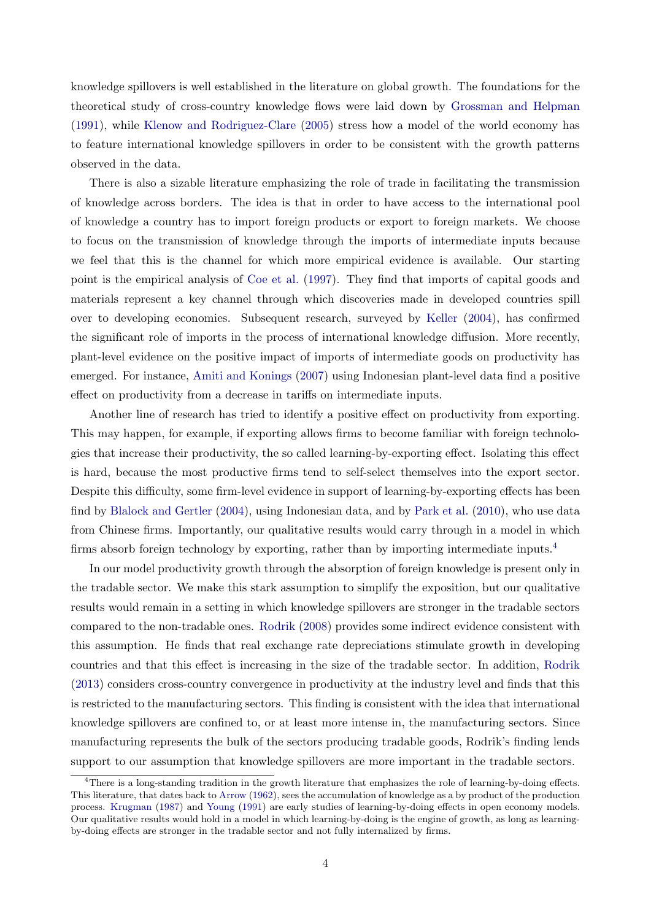knowledge spillovers is well established in the literature on global growth. The foundations for the theoretical study of cross-country knowledge flows were laid down by Grossman and Helpman (1991), while Klenow and Rodriguez-Clare (2005) stress how a model of the world economy has to feature international knowledge spillovers in order to be consistent with the growth patterns observed in the data.

There is also a sizable literature emphasizing the role of trade in facilitating the transmission of knowledge across borders. The idea is that in order to have access to the international pool of knowledge a country has to import foreign products or export to foreign markets. We choose to focus on the transmission of knowledge through the imports of intermediate inputs because we feel that this is the channel for which more empirical evidence is available. Our starting point is the empirical analysis of Coe et al. (1997). They find that imports of capital goods and materials represent a key channel through which discoveries made in developed countries spill over to developing economies. Subsequent research, surveyed by Keller (2004), has confirmed the significant role of imports in the process of international knowledge diffusion. More recently, plant-level evidence on the positive impact of imports of intermediate goods on productivity has emerged. For instance, Amiti and Konings (2007) using Indonesian plant-level data find a positive effect on productivity from a decrease in tariffs on intermediate inputs.

Another line of research has tried to identify a positive effect on productivity from exporting. This may happen, for example, if exporting allows firms to become familiar with foreign technologies that increase their productivity, the so called learning-by-exporting effect. Isolating this effect is hard, because the most productive firms tend to self-select themselves into the export sector. Despite this difficulty, some firm-level evidence in support of learning-by-exporting effects has been find by Blalock and Gertler (2004), using Indonesian data, and by Park et al. (2010), who use data from Chinese firms. Importantly, our qualitative results would carry through in a model in which firms absorb foreign technology by exporting, rather than by importing intermediate inputs.[4]

In our model productivity growth through the absorption of foreign knowledge is present only in the tradable sector. We make this stark assumption to simplify the exposition, but our qualitative results would remain in a setting in which knowledge spillovers are stronger in the tradable sectors compared to the non-tradable ones. Rodrik (2008) provides some indirect evidence consistent with this assumption. He finds that real exchange rate depreciations stimulate growth in developing countries and that this effect is increasing in the size of the tradable sector. In addition, Rodrik (2013) considers cross-country convergence in productivity at the industry level and finds that this is restricted to the manufacturing sectors. This finding is consistent with the idea that international knowledge spillovers are confined to, or at least more intense in, the manufacturing sectors. Since manufacturing represents the bulk of the sectors producing tradable goods, Rodrik's finding lends support to our assumption that knowledge spillovers are more important in the tradable sectors.

[4] There is a long-standing tradition in the growth literature that emphasizes the role of learning-by-doing effects. This literature, that dates back to Arrow (1962), sees the accumulation of knowledge as a by product of the production process. Krugman (1987) and Young (1991) are early studies of learning-by-doing effects in open economy models. Our qualitative results would hold in a model in which learning-by-doing is the engine of growth, as long as learning-by-doing effects are stronger in the tradable sector and not fully internalized by firms.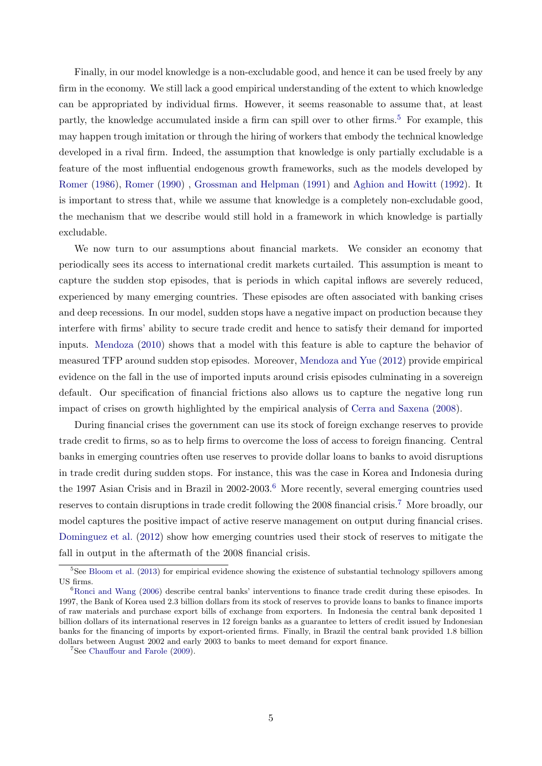Finally, in our model knowledge is a non-excludable good, and hence it can be used freely by any firm in the economy. We still lack a good empirical understanding of the extent to which knowledge can be appropriated by individual firms. However, it seems reasonable to assume that, at least partly, the knowledge accumulated inside a firm can spill over to other firms.[5] For example, this may happen trough imitation or through the hiring of workers that embody the technical knowledge developed in a rival firm. Indeed, the assumption that knowledge is only partially excludable is a feature of the most influential endogenous growth frameworks, such as the models developed by Romer (1986), Romer (1990) , Grossman and Helpman (1991) and Aghion and Howitt (1992). It is important to stress that, while we assume that knowledge is a completely non-excludable good, the mechanism that we describe would still hold in a framework in which knowledge is partially excludable.

We now turn to our assumptions about financial markets. We consider an economy that periodically sees its access to international credit markets curtailed. This assumption is meant to capture the sudden stop episodes, that is periods in which capital inflows are severely reduced, experienced by many emerging countries. These episodes are often associated with banking crises and deep recessions. In our model, sudden stops have a negative impact on production because they interfere with firms' ability to secure trade credit and hence to satisfy their demand for imported inputs. Mendoza (2010) shows that a model with this feature is able to capture the behavior of measured TFP around sudden stop episodes. Moreover, Mendoza and Yue (2012) provide empirical evidence on the fall in the use of imported inputs around crisis episodes culminating in a sovereign default. Our specification of financial frictions also allows us to capture the negative long run impact of crises on growth highlighted by the empirical analysis of Cerra and Saxena (2008).

During financial crises the government can use its stock of foreign exchange reserves to provide trade credit to firms, so as to help firms to overcome the loss of access to foreign financing. Central banks in emerging countries often use reserves to provide dollar loans to banks to avoid disruptions in trade credit during sudden stops. For instance, this was the case in Korea and Indonesia during the 1997 Asian Crisis and in Brazil in 2002-2003.[6] More recently, several emerging countries used reserves to contain disruptions in trade credit following the 2008 financial crisis.[7] More broadly, our model captures the positive impact of active reserve management on output during financial crises. Dominguez et al. (2012) show how emerging countries used their stock of reserves to mitigate the fall in output in the aftermath of the 2008 financial crisis.

[5] See Bloom et al. (2013) for empirical evidence showing the existence of substantial technology spillovers among US firms.

[6] Ronci and Wang (2006) describe central banks' interventions to finance trade credit during these episodes. In 1997, the Bank of Korea used 2.3 billion dollars from its stock of reserves to provide loans to banks to finance imports of raw materials and purchase export bills of exchange from exporters. In Indonesia the central bank deposited 1 billion dollars of its international reserves in 12 foreign banks as a guarantee to letters of credit issued by Indonesian banks for the financing of imports by export-oriented firms. Finally, in Brazil the central bank provided 1.8 billion dollars between August 2002 and early 2003 to banks to meet demand for export finance.

[7] See Chauffour and Farole (2009).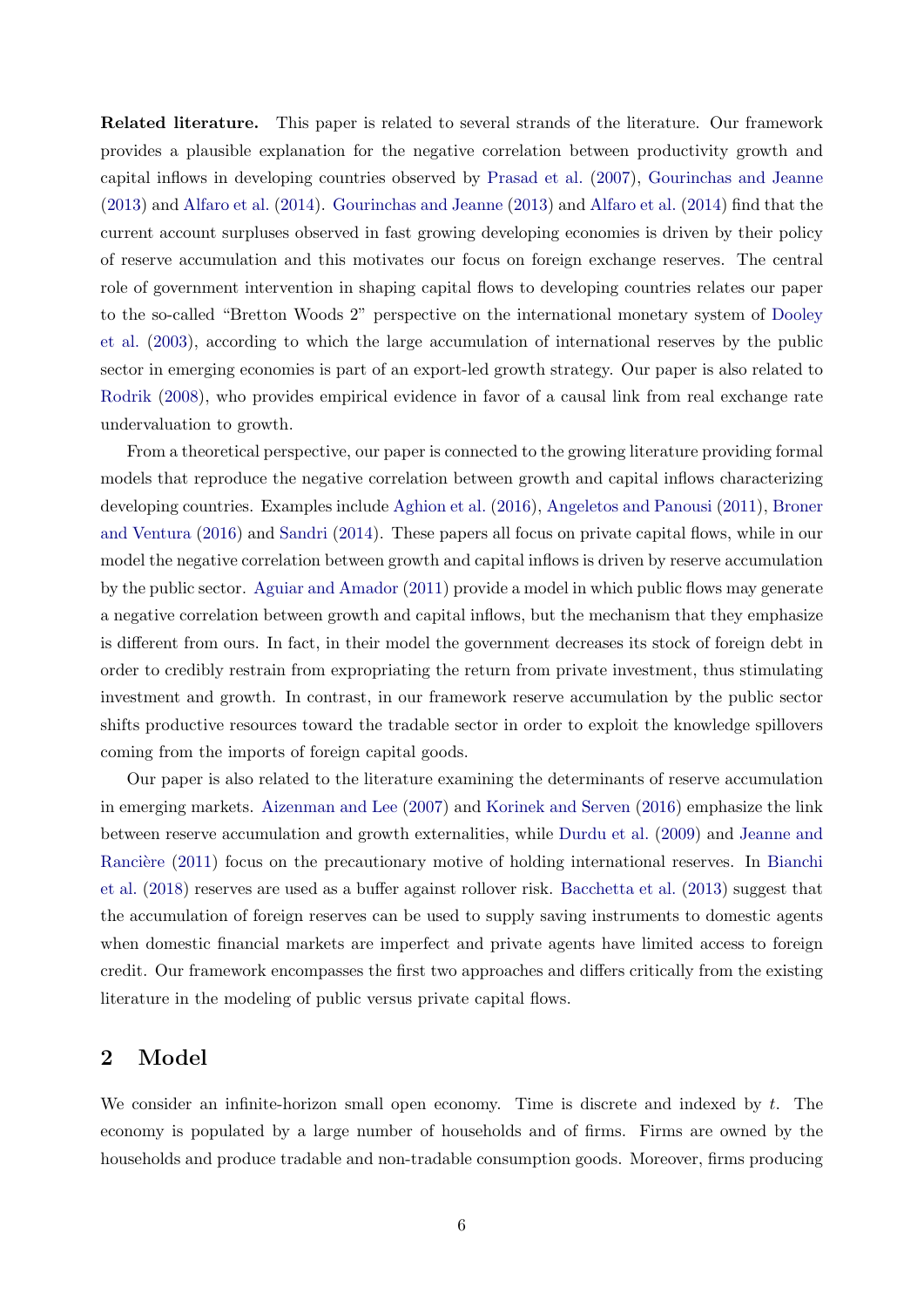**Related literature.** This paper is related to several strands of the literature. Our framework provides a plausible explanation for the negative correlation between productivity growth and capital inflows in developing countries observed by Prasad et al. (2007), Gourinchas and Jeanne (2013) and Alfaro et al. (2014). Gourinchas and Jeanne (2013) and Alfaro et al. (2014) find that the current account surpluses observed in fast growing developing economies is driven by their policy of reserve accumulation and this motivates our focus on foreign exchange reserves. The central role of government intervention in shaping capital flows to developing countries relates our paper to the so-called "Bretton Woods 2" perspective on the international monetary system of Dooley et al. (2003), according to which the large accumulation of international reserves by the public sector in emerging economies is part of an export-led growth strategy. Our paper is also related to Rodrik (2008), who provides empirical evidence in favor of a causal link from real exchange rate undervaluation to growth.

From a theoretical perspective, our paper is connected to the growing literature providing formal models that reproduce the negative correlation between growth and capital inflows characterizing developing countries. Examples include Aghion et al. (2016), Angeletos and Panousi (2011), Broner and Ventura (2016) and Sandri (2014). These papers all focus on private capital flows, while in our model the negative correlation between growth and capital inflows is driven by reserve accumulation by the public sector. Aguiar and Amador (2011) provide a model in which public flows may generate a negative correlation between growth and capital inflows, but the mechanism that they emphasize is different from ours. In fact, in their model the government decreases its stock of foreign debt in order to credibly restrain from expropriating the return from private investment, thus stimulating investment and growth. In contrast, in our framework reserve accumulation by the public sector shifts productive resources toward the tradable sector in order to exploit the knowledge spillovers coming from the imports of foreign capital goods.

Our paper is also related to the literature examining the determinants of reserve accumulation in emerging markets. Aizenman and Lee (2007) and Korinek and Serven (2016) emphasize the link between reserve accumulation and growth externalities, while Durdu et al. (2009) and Jeanne and Rancière (2011) focus on the precautionary motive of holding international reserves. In Bianchi et al. (2018) reserves are used as a buffer against rollover risk. Bacchetta et al. (2013) suggest that the accumulation of foreign reserves can be used to supply saving instruments to domestic agents when domestic financial markets are imperfect and private agents have limited access to foreign credit. Our framework encompasses the first two approaches and differs critically from the existing literature in the modeling of public versus private capital flows.

## 2 Model

We consider an infinite-horizon small open economy. Time is discrete and indexed by $t$. The economy is populated by a large number of households and of firms. Firms are owned by the households and produce tradable and non-tradable consumption goods. Moreover, firms producing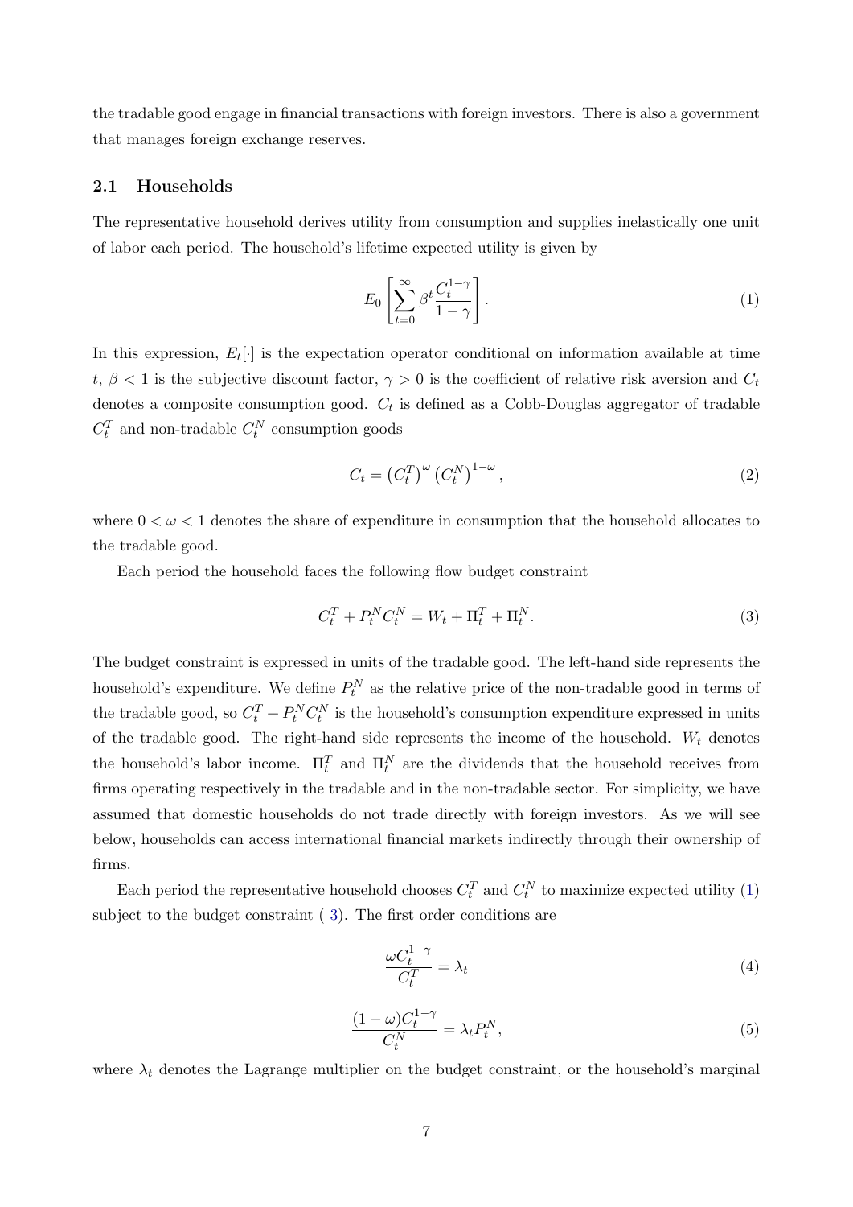the tradable good engage in financial transactions with foreign investors. There is also a government that manages foreign exchange reserves.

### 2.1 Households

The representative household derives utility from consumption and supplies inelastically one unit of labor each period. The household's lifetime expected utility is given by

$$E_0 \left[ \sum_{t=0}^{\infty} \beta^t \frac{C_t^{1-\gamma}}{1-\gamma} \right]. \tag{1}$$

In this expression, $E_t[\cdot]$ is the expectation operator conditional on information available at time $t$, $\beta < 1$ is the subjective discount factor, $\gamma > 0$ is the coefficient of relative risk aversion and $C_t$ denotes a composite consumption good. $C_t$ is defined as a Cobb-Douglas aggregator of tradable $C_t^T$ and non-tradable $C_t^N$ consumption goods

$$C_t = \left(C_t^T\right)^{\omega} \left(C_t^N\right)^{1-\omega}, \tag{2}$$

where $0 < \omega < 1$ denotes the share of expenditure in consumption that the household allocates to the tradable good.

Each period the household faces the following flow budget constraint

$$C_t^T + P_t^N C_t^N = W_t + \Pi_t^T + \Pi_t^N. \tag{3}$$

The budget constraint is expressed in units of the tradable good. The left-hand side represents the household's expenditure. We define $P_t^N$ as the relative price of the non-tradable good in terms of the tradable good, so $C_t^T + P_t^N C_t^N$ is the household's consumption expenditure expressed in units of the tradable good. The right-hand side represents the income of the household. $W_t$ denotes the household's labor income. $\Pi_t^T$ and $\Pi_t^N$ are the dividends that the household receives from firms operating respectively in the tradable and in the non-tradable sector. For simplicity, we have assumed that domestic households do not trade directly with foreign investors. As we will see below, households can access international financial markets indirectly through their ownership of firms.

Each period the representative household chooses $C_t^T$ and $C_t^N$ to maximize expected utility (1) subject to the budget constraint ( 3). The first order conditions are

$$\frac{\omega C_t^{1-\gamma}}{C_t^T} = \lambda_t \tag{4}$$

$$\frac{(1-\omega) C_t^{1-\gamma}}{C_t^N} = \lambda_t P_t^N, \tag{5}$$

where $\lambda_t$ denotes the Lagrange multiplier on the budget constraint, or the household's marginal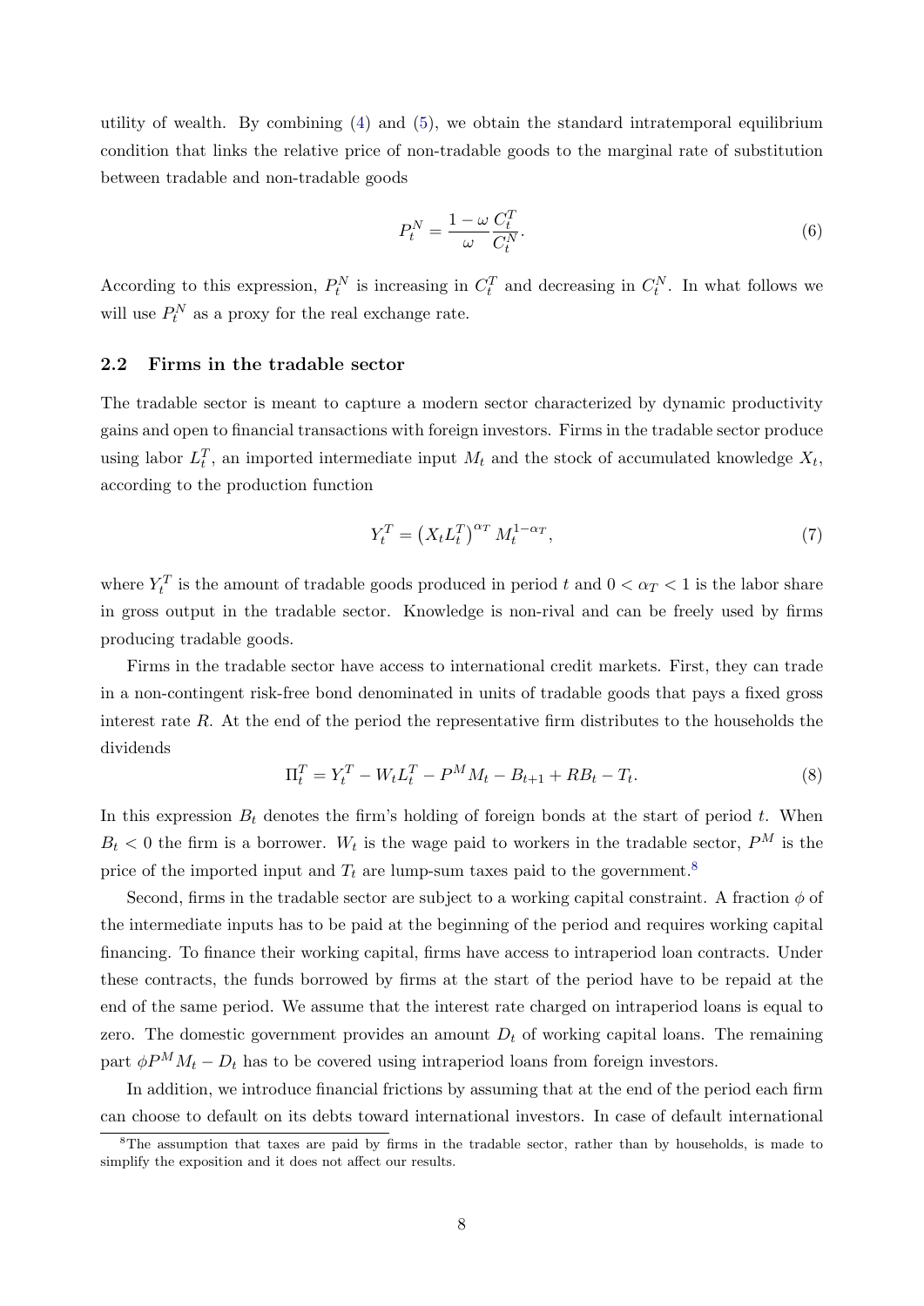utility of wealth. By combining (4) and (5), we obtain the standard intratemporal equilibrium condition that links the relative price of non-tradable goods to the marginal rate of substitution between tradable and non-tradable goods

$$P_t^N = \frac{1-\omega}{\omega}\frac{C_t^T}{C_t^N}. \tag{6}$$

According to this expression, $P_t^N$ is increasing in $C_t^T$ and decreasing in $C_t^N$. In what follows we will use $P_t^N$ as a proxy for the real exchange rate.

### 2.2 Firms in the tradable sector

The tradable sector is meant to capture a modern sector characterized by dynamic productivity gains and open to financial transactions with foreign investors. Firms in the tradable sector produce using labor $L_t^T$, an imported intermediate input $M_t$ and the stock of accumulated knowledge $X_t$, according to the production function

$$Y_t^T = \left(X_t L_t^T\right)^{\alpha_T} M_t^{1-\alpha_T}, \tag{7}$$

where $Y_t^T$ is the amount of tradable goods produced in period $t$ and $0 < \alpha_T < 1$ is the labor share in gross output in the tradable sector. Knowledge is non-rival and can be freely used by firms producing tradable goods.

Firms in the tradable sector have access to international credit markets. First, they can trade in a non-contingent risk-free bond denominated in units of tradable goods that pays a fixed gross interest rate $R$. At the end of the period the representative firm distributes to the households the dividends

$$\Pi_t^T = Y_t^T - W_t L_t^T - P^M M_t - B_{t+1} + RB_t - T_t. \tag{8}$$

In this expression $B_t$ denotes the firm's holding of foreign bonds at the start of period $t$. When $B_t < 0$ the firm is a borrower. $W_t$ is the wage paid to workers in the tradable sector, $P^M$ is the price of the imported input and $T_t$ are lump-sum taxes paid to the government.[8]

Second, firms in the tradable sector are subject to a working capital constraint. A fraction $\phi$ of the intermediate inputs has to be paid at the beginning of the period and requires working capital financing. To finance their working capital, firms have access to intraperiod loan contracts. Under these contracts, the funds borrowed by firms at the start of the period have to be repaid at the end of the same period. We assume that the interest rate charged on intraperiod loans is equal to zero. The domestic government provides an amount $D_t$ of working capital loans. The remaining part $\phi P^M M_t - D_t$ has to be covered using intraperiod loans from foreign investors.

In addition, we introduce financial frictions by assuming that at the end of the period each firm can choose to default on its debts toward international investors. In case of default international

[8]The assumption that taxes are paid by firms in the tradable sector, rather than by households, is made to simplify the exposition and it does not affect our results.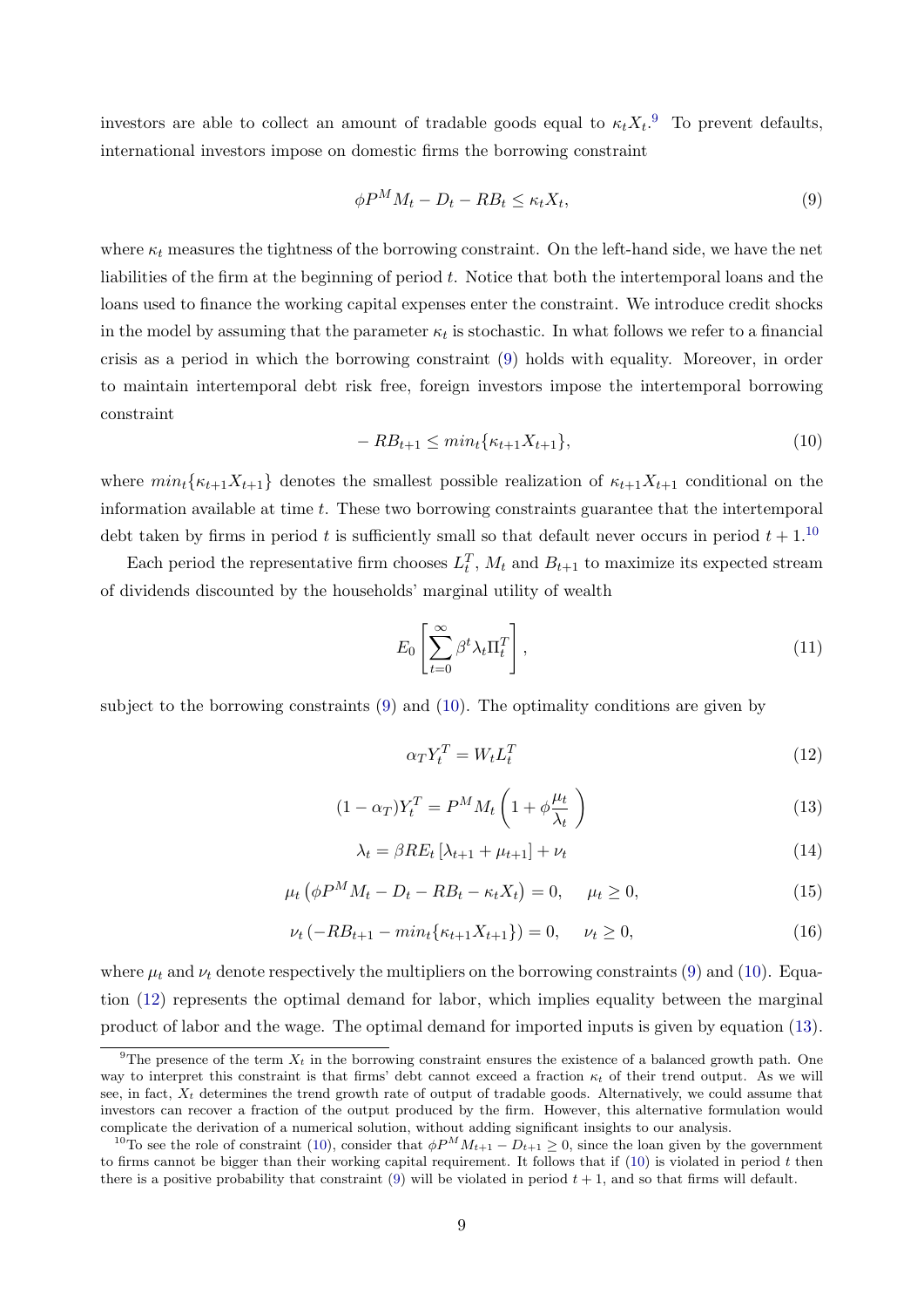investors are able to collect an amount of tradable goods equal to $\kappa_t X_t$.[9] To prevent defaults, international investors impose on domestic firms the borrowing constraint

$$\phi P^M M_t - D_t - RB_t \leq \kappa_t X_t, \tag{9}$$

where $\kappa_t$ measures the tightness of the borrowing constraint. On the left-hand side, we have the net liabilities of the firm at the beginning of period $t$. Notice that both the intertemporal loans and the loans used to finance the working capital expenses enter the constraint. We introduce credit shocks in the model by assuming that the parameter $\kappa_t$ is stochastic. In what follows we refer to a financial crisis as a period in which the borrowing constraint (9) holds with equality. Moreover, in order to maintain intertemporal debt risk free, foreign investors impose the intertemporal borrowing constraint

$$-RB_{t+1} \leq min_t\{\kappa_{t+1} X_{t+1}\}, \tag{10}$$

where $min_t\{\kappa_{t+1} X_{t+1}\}$ denotes the smallest possible realization of $\kappa_{t+1} X_{t+1}$ conditional on the information available at time $t$. These two borrowing constraints guarantee that the intertemporal debt taken by firms in period $t$ is sufficiently small so that default never occurs in period $t+1$.[10]

Each period the representative firm chooses $L_t^T$, $M_t$ and $B_{t+1}$ to maximize its expected stream of dividends discounted by the households' marginal utility of wealth

$$E_0 \left[ \sum_{t=0}^{\infty} \beta^t \lambda_t \Pi_t^T \right], \tag{11}$$

subject to the borrowing constraints (9) and (10). The optimality conditions are given by

$$\alpha_T Y_t^T = W_t L_t^T \tag{12}$$

$$(1-\alpha_T) Y_t^T = P^M M_t \left( 1 + \phi \frac{\mu_t}{\lambda_t} \right) \tag{13}$$

$$\lambda_t = \beta R E_t \left[ \lambda_{t+1} + \mu_{t+1} \right] + \nu_t \tag{14}$$

$$\mu_t \left( \phi P^M M_t - D_t - RB_t - \kappa_t X_t \right) = 0, \quad \mu_t \geq 0, \tag{15}$$

$$\nu_t \left( -RB_{t+1} - min_t\{\kappa_{t+1} X_{t+1}\} \right) = 0, \quad \nu_t \geq 0, \tag{16}$$

where $\mu_t$ and $\nu_t$ denote respectively the multipliers on the borrowing constraints (9) and (10). Equation (12) represents the optimal demand for labor, which implies equality between the marginal product of labor and the wage. The optimal demand for imported inputs is given by equation (13).

[9] The presence of the term $X_t$ in the borrowing constraint ensures the existence of a balanced growth path. One way to interpret this constraint is that firms' debt cannot exceed a fraction $\kappa_t$ of their trend output. As we will see, in fact, $X_t$ determines the trend growth rate of output of tradable goods. Alternatively, we could assume that investors can recover a fraction of the output produced by the firm. However, this alternative formulation would complicate the derivation of a numerical solution, without adding significant insights to our analysis.

[10] To see the role of constraint (10), consider that $\phi P^M M_{t+1} - D_{t+1} \geq 0$, since the loan given by the government to firms cannot be bigger than their working capital requirement. It follows that if (10) is violated in period $t$ then there is a positive probability that constraint (9) will be violated in period $t+1$, and so that firms will default.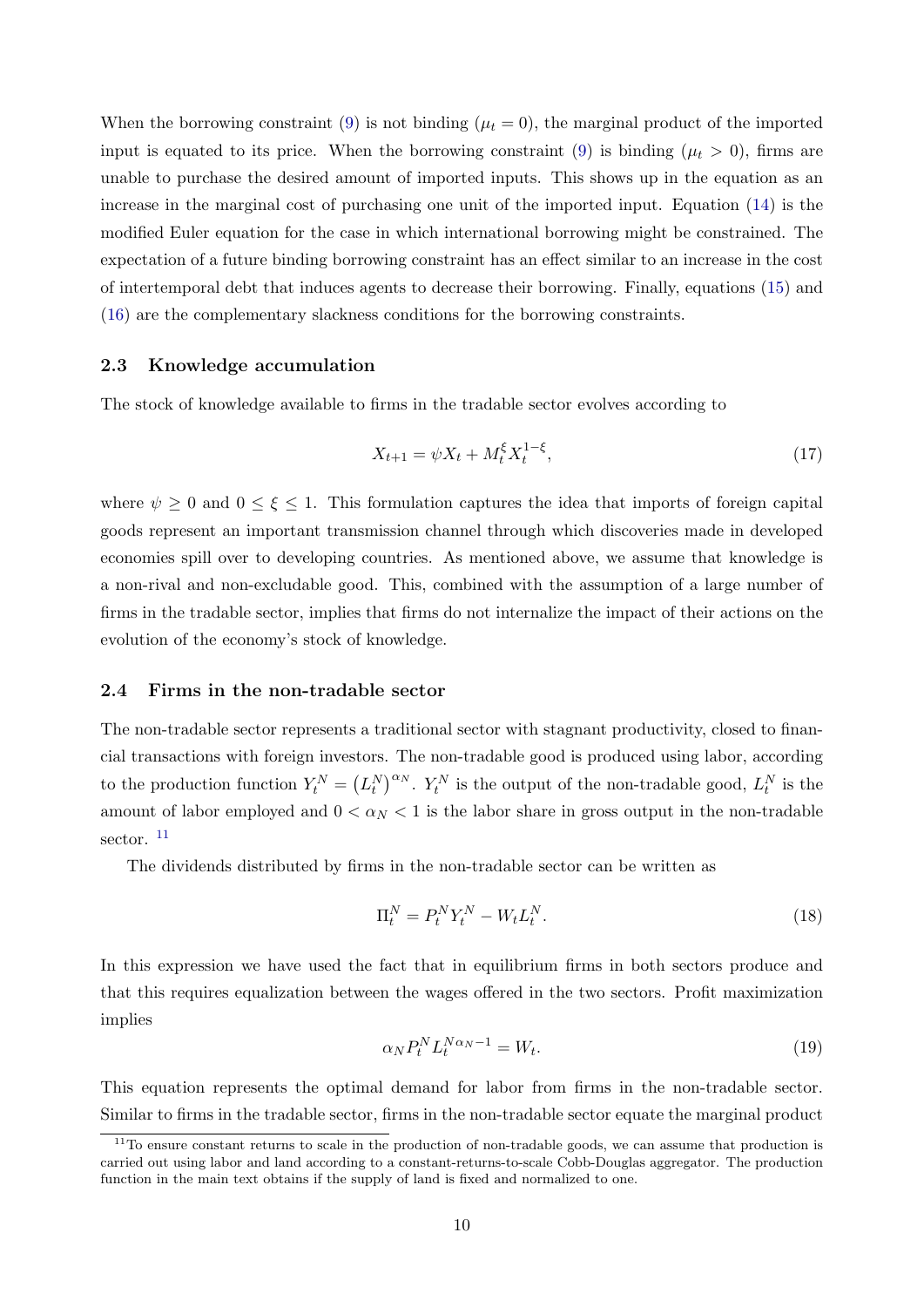When the borrowing constraint (9) is not binding ($\mu_t = 0$), the marginal product of the imported input is equated to its price. When the borrowing constraint (9) is binding ($\mu_t > 0$), firms are unable to purchase the desired amount of imported inputs. This shows up in the equation as an increase in the marginal cost of purchasing one unit of the imported input. Equation (14) is the modified Euler equation for the case in which international borrowing might be constrained. The expectation of a future binding borrowing constraint has an effect similar to an increase in the cost of intertemporal debt that induces agents to decrease their borrowing. Finally, equations (15) and (16) are the complementary slackness conditions for the borrowing constraints.

### 2.3 Knowledge accumulation

The stock of knowledge available to firms in the tradable sector evolves according to

$$X_{t+1} = \psi X_t + M_t^{\xi} X_t^{1-\xi}, \tag{17}$$

where $\psi \geq 0$ and $0 \leq \xi \leq 1$. This formulation captures the idea that imports of foreign capital goods represent an important transmission channel through which discoveries made in developed economies spill over to developing countries. As mentioned above, we assume that knowledge is a non-rival and non-excludable good. This, combined with the assumption of a large number of firms in the tradable sector, implies that firms do not internalize the impact of their actions on the evolution of the economy's stock of knowledge.

### 2.4 Firms in the non-tradable sector

The non-tradable sector represents a traditional sector with stagnant productivity, closed to financial transactions with foreign investors. The non-tradable good is produced using labor, according to the production function $Y_t^N = \left(L_t^N\right)^{\alpha_N}$. $Y_t^N$ is the output of the non-tradable good, $L_t^N$ is the amount of labor employed and $0 < \alpha_N < 1$ is the labor share in gross output in the non-tradable sector. [11]

The dividends distributed by firms in the non-tradable sector can be written as

$$\Pi_t^N = P_t^N Y_t^N - W_t L_t^N. \tag{18}$$

In this expression we have used the fact that in equilibrium firms in both sectors produce and that this requires equalization between the wages offered in the two sectors. Profit maximization implies

$$\alpha_N P_t^N L_t^{N\alpha_N - 1} = W_t. \tag{19}$$

This equation represents the optimal demand for labor from firms in the non-tradable sector. Similar to firms in the tradable sector, firms in the non-tradable sector equate the marginal product

[11] To ensure constant returns to scale in the production of non-tradable goods, we can assume that production is carried out using labor and land according to a constant-returns-to-scale Cobb-Douglas aggregator. The production function in the main text obtains if the supply of land is fixed and normalized to one.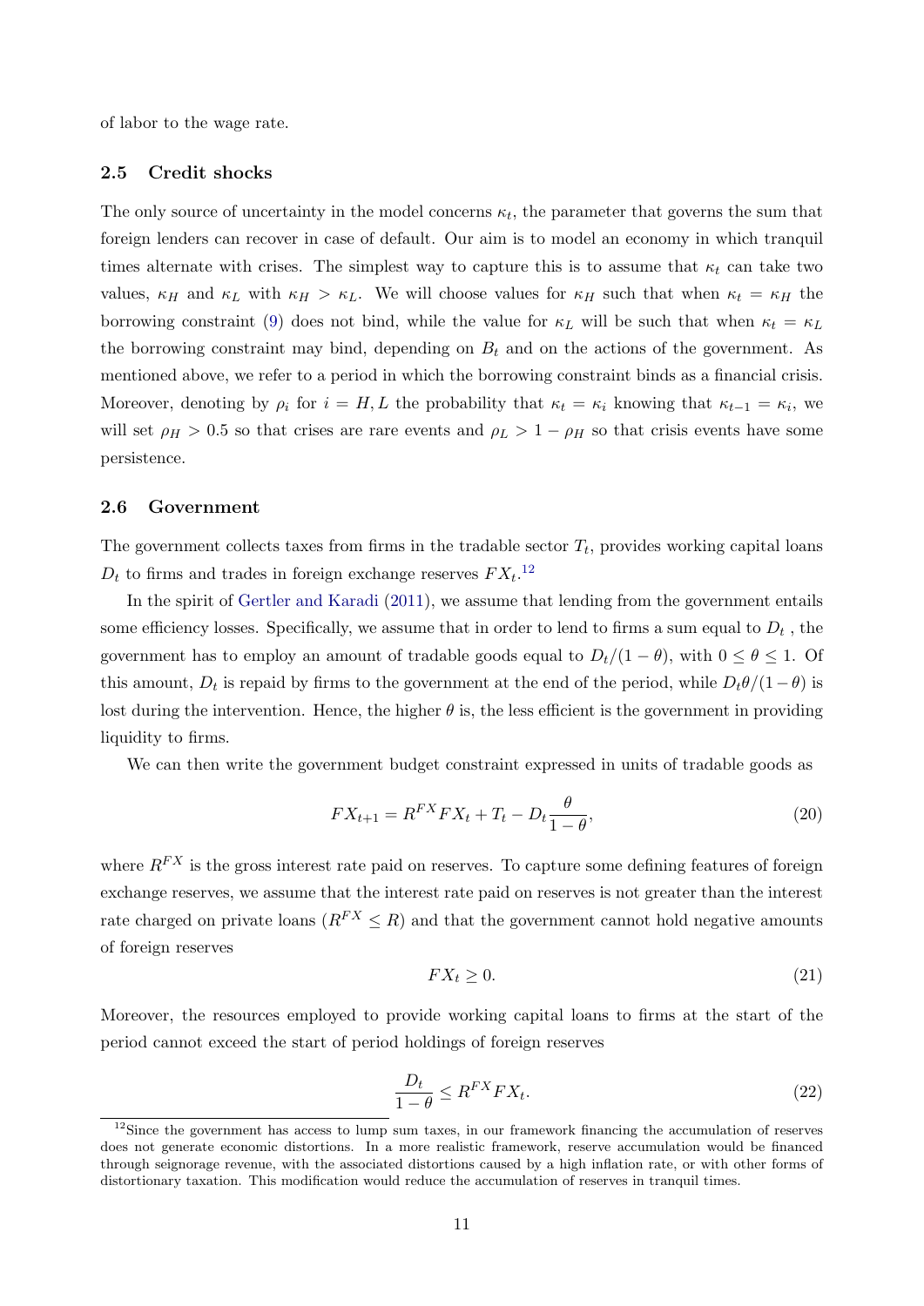of labor to the wage rate.

### 2.5 Credit shocks

The only source of uncertainty in the model concerns $\kappa_t$, the parameter that governs the sum that foreign lenders can recover in case of default. Our aim is to model an economy in which tranquil times alternate with crises. The simplest way to capture this is to assume that $\kappa_t$ can take two values, $\kappa_H$ and $\kappa_L$ with $\kappa_H > \kappa_L$. We will choose values for $\kappa_H$ such that when $\kappa_t = \kappa_H$ the borrowing constraint (9) does not bind, while the value for $\kappa_L$ will be such that when $\kappa_t = \kappa_L$ the borrowing constraint may bind, depending on $B_t$ and on the actions of the government. As mentioned above, we refer to a period in which the borrowing constraint binds as a financial crisis. Moreover, denoting by $\rho_i$ for $i = H, L$ the probability that $\kappa_t = \kappa_i$ knowing that $\kappa_{t-1} = \kappa_i$, we will set $\rho_H > 0.5$ so that crises are rare events and $\rho_L > 1 - \rho_H$ so that crisis events have some persistence.

### 2.6 Government

The government collects taxes from firms in the tradable sector $T_t$, provides working capital loans $D_t$ to firms and trades in foreign exchange reserves $FX_t$.[12]

In the spirit of Gertler and Karadi (2011), we assume that lending from the government entails some efficiency losses. Specifically, we assume that in order to lend to firms a sum equal to $D_t$ , the government has to employ an amount of tradable goods equal to $D_t/(1-\theta)$, with $0 \leq \theta \leq 1$. Of this amount, $D_t$ is repaid by firms to the government at the end of the period, while $D_t\theta/(1-\theta)$ is lost during the intervention. Hence, the higher $\theta$ is, the less efficient is the government in providing liquidity to firms.

We can then write the government budget constraint expressed in units of tradable goods as

$$FX_{t+1} = R^{FX} FX_t + T_t - D_t \frac{\theta}{1-\theta}, \tag{20}$$

where $R^{FX}$ is the gross interest rate paid on reserves. To capture some defining features of foreign exchange reserves, we assume that the interest rate paid on reserves is not greater than the interest rate charged on private loans ($R^{FX} \leq R$) and that the government cannot hold negative amounts of foreign reserves

$$FX_t \geq 0. \tag{21}$$

Moreover, the resources employed to provide working capital loans to firms at the start of the period cannot exceed the start of period holdings of foreign reserves

$$\frac{D_t}{1-\theta} \leq R^{FX} FX_t. \tag{22}$$

[12] Since the government has access to lump sum taxes, in our framework financing the accumulation of reserves does not generate economic distortions. In a more realistic framework, reserve accumulation would be financed through seignorage revenue, with the associated distortions caused by a high inflation rate, or with other forms of distortionary taxation. This modification would reduce the accumulation of reserves in tranquil times.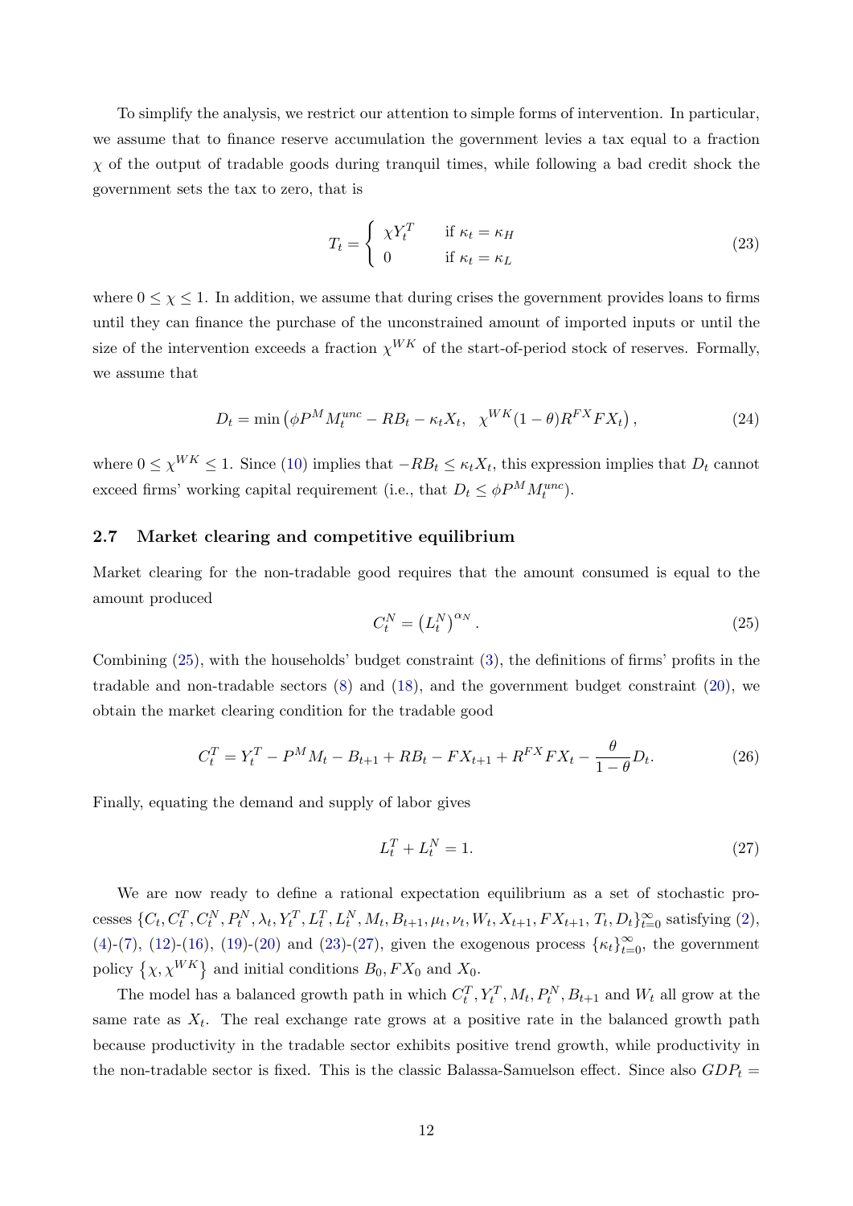To simplify the analysis, we restrict our attention to simple forms of intervention. In particular, we assume that to finance reserve accumulation the government levies a tax equal to a fraction $\chi$ of the output of tradable goods during tranquil times, while following a bad credit shock the government sets the tax to zero, that is

$$
T_t = \begin{cases} \chi Y_t^T & \text{if } \kappa_t = \kappa_H \\ 0 & \text{if } \kappa_t = \kappa_L \end{cases} \tag{23}
$$

where $0 \leq \chi \leq 1$. In addition, we assume that during crises the government provides loans to firms until they can finance the purchase of the unconstrained amount of imported inputs or until the size of the intervention exceeds a fraction $\chi^{WK}$ of the start-of-period stock of reserves. Formally, we assume that

$$
D_t = \min\left(\phi P^M M_t^{unc} - RB_t - \kappa_t X_t, \;\; \chi^{WK}(1-\theta)R^{FX}FX_t\right), \tag{24}
$$

where $0 \leq \chi^{WK} \leq 1$. Since (10) implies that $-RB_t \leq \kappa_t X_t$, this expression implies that $D_t$ cannot exceed firms' working capital requirement (i.e., that $D_t \leq \phi P^M M_t^{unc}$).

### 2.7 Market clearing and competitive equilibrium

Market clearing for the non-tradable good requires that the amount consumed is equal to the amount produced

$$
C_t^N = \left(L_t^N\right)^{\alpha_N}. \tag{25}
$$

Combining (25), with the households' budget constraint (3), the definitions of firms' profits in the tradable and non-tradable sectors (8) and (18), and the government budget constraint (20), we obtain the market clearing condition for the tradable good

$$
C_t^T = Y_t^T - P^M M_t - B_{t+1} + RB_t - FX_{t+1} + R^{FX}FX_t - \frac{\theta}{1-\theta}D_t. \tag{26}
$$

Finally, equating the demand and supply of labor gives

$$
L_t^T + L_t^N = 1. \tag{27}
$$

We are now ready to define a rational expectation equilibrium as a set of stochastic processes $\{C_t, C_t^T, C_t^N, P_t^N, \lambda_t, Y_t^T, L_t^T, L_t^N, M_t, B_{t+1}, \mu_t, \nu_t, W_t, X_{t+1}, FX_{t+1}, T_t, D_t\}_{t=0}^{\infty}$ satisfying (2), (4)-(7), (12)-(16), (19)-(20) and (23)-(27), given the exogenous process $\{\kappa_t\}_{t=0}^{\infty}$, the government policy $\{\chi, \chi^{WK}\}$ and initial conditions $B_0, FX_0$ and $X_0$.

The model has a balanced growth path in which $C_t^T, Y_t^T, M_t, P_t^N, B_{t+1}$ and $W_t$ all grow at the same rate as $X_t$. The real exchange rate grows at a positive rate in the balanced growth path because productivity in the tradable sector exhibits positive trend growth, while productivity in the non-tradable sector is fixed. This is the classic Balassa-Samuelson effect. Since also $GDP_t =$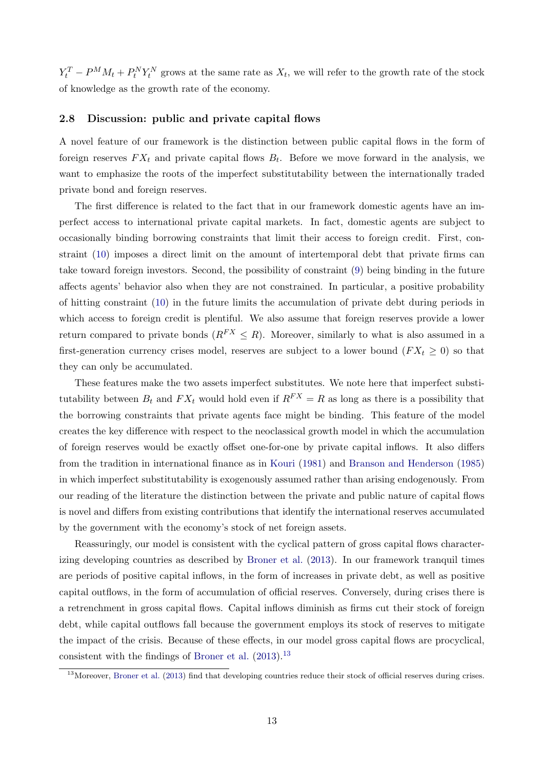$Y_t^T - P^M M_t + P_t^N Y_t^N$ grows at the same rate as $X_t$, we will refer to the growth rate of the stock of knowledge as the growth rate of the economy.

### 2.8 Discussion: public and private capital flows

A novel feature of our framework is the distinction between public capital flows in the form of foreign reserves $FX_t$ and private capital flows $B_t$. Before we move forward in the analysis, we want to emphasize the roots of the imperfect substitutability between the internationally traded private bond and foreign reserves.

The first difference is related to the fact that in our framework domestic agents have an imperfect access to international private capital markets. In fact, domestic agents are subject to occasionally binding borrowing constraints that limit their access to foreign credit. First, constraint (10) imposes a direct limit on the amount of intertemporal debt that private firms can take toward foreign investors. Second, the possibility of constraint (9) being binding in the future affects agents' behavior also when they are not constrained. In particular, a positive probability of hitting constraint (10) in the future limits the accumulation of private debt during periods in which access to foreign credit is plentiful. We also assume that foreign reserves provide a lower return compared to private bonds ($R^{FX} \leq R$). Moreover, similarly to what is also assumed in a first-generation currency crises model, reserves are subject to a lower bound ($FX_t \geq 0$) so that they can only be accumulated.

These features make the two assets imperfect substitutes. We note here that imperfect substitutability between $B_t$ and $FX_t$ would hold even if $R^{FX} = R$ as long as there is a possibility that the borrowing constraints that private agents face might be binding. This feature of the model creates the key difference with respect to the neoclassical growth model in which the accumulation of foreign reserves would be exactly offset one-for-one by private capital inflows. It also differs from the tradition in international finance as in Kouri (1981) and Branson and Henderson (1985) in which imperfect substitutability is exogenously assumed rather than arising endogenously. From our reading of the literature the distinction between the private and public nature of capital flows is novel and differs from existing contributions that identify the international reserves accumulated by the government with the economy's stock of net foreign assets.

Reassuringly, our model is consistent with the cyclical pattern of gross capital flows characterizing developing countries as described by Broner et al. (2013). In our framework tranquil times are periods of positive capital inflows, in the form of increases in private debt, as well as positive capital outflows, in the form of accumulation of official reserves. Conversely, during crises there is a retrenchment in gross capital flows. Capital inflows diminish as firms cut their stock of foreign debt, while capital outflows fall because the government employs its stock of reserves to mitigate the impact of the crisis. Because of these effects, in our model gross capital flows are procyclical, consistent with the findings of Broner et al. (2013).[13]

[13] Moreover, Broner et al. (2013) find that developing countries reduce their stock of official reserves during crises.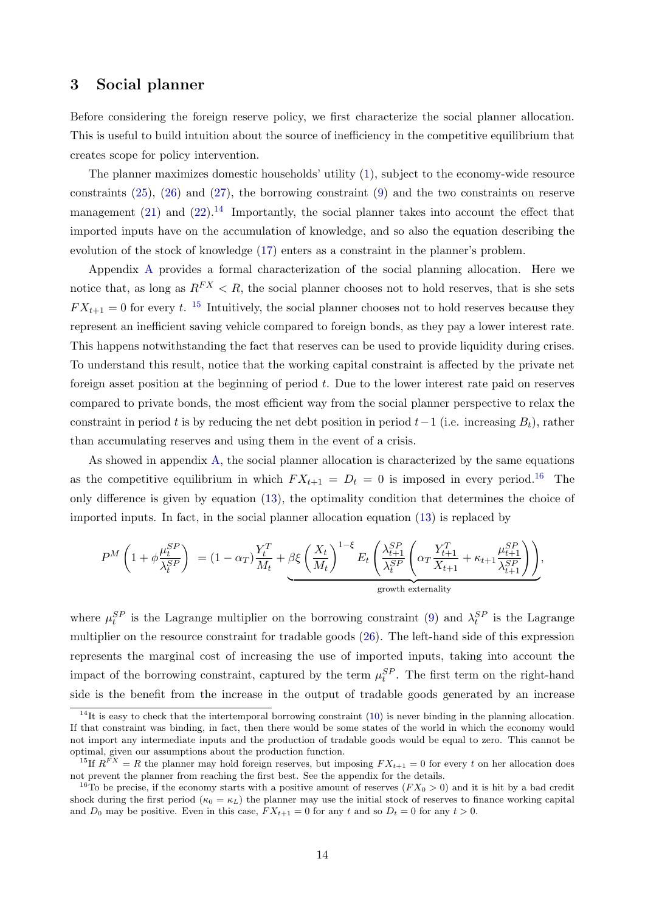## 3 Social planner

Before considering the foreign reserve policy, we first characterize the social planner allocation. This is useful to build intuition about the source of inefficiency in the competitive equilibrium that creates scope for policy intervention.

The planner maximizes domestic households' utility (1), subject to the economy-wide resource constraints (25), (26) and (27), the borrowing constraint (9) and the two constraints on reserve management (21) and (22).[14] Importantly, the social planner takes into account the effect that imported inputs have on the accumulation of knowledge, and so also the equation describing the evolution of the stock of knowledge (17) enters as a constraint in the planner's problem.

Appendix A provides a formal characterization of the social planning allocation. Here we notice that, as long as $R^{FX} < R$, the social planner chooses not to hold reserves, that is she sets $FX_{t+1} = 0$ for every $t$.[15] Intuitively, the social planner chooses not to hold reserves because they represent an inefficient saving vehicle compared to foreign bonds, as they pay a lower interest rate. This happens notwithstanding the fact that reserves can be used to provide liquidity during crises. To understand this result, notice that the working capital constraint is affected by the private net foreign asset position at the beginning of period $t$. Due to the lower interest rate paid on reserves compared to private bonds, the most efficient way from the social planner perspective to relax the constraint in period $t$ is by reducing the net debt position in period $t-1$ (i.e. increasing $B_t$), rather than accumulating reserves and using them in the event of a crisis.

As showed in appendix A, the social planner allocation is characterized by the same equations as the competitive equilibrium in which $FX_{t+1} = D_t = 0$ is imposed in every period.[16] The only difference is given by equation (13), the optimality condition that determines the choice of imported inputs. In fact, in the social planner allocation equation (13) is replaced by

$$P^M \left(1 + \phi \frac{\mu_t^{SP}}{\lambda_t^{SP}}\right) = (1-\alpha_T)\frac{Y_t^T}{M_t} + \underbrace{\beta\xi \left(\frac{X_t}{M_t}\right)^{1-\xi} E_t \left(\frac{\lambda_{t+1}^{SP}}{\lambda_t^{SP}} \left(\alpha_T \frac{Y_{t+1}^T}{X_{t+1}} + \kappa_{t+1}\frac{\mu_{t+1}^{SP}}{\lambda_{t+1}^{SP}}\right)\right)}_{\text{growth externality}},$$

where $\mu_t^{SP}$ is the Lagrange multiplier on the borrowing constraint (9) and $\lambda_t^{SP}$ is the Lagrange multiplier on the resource constraint for tradable goods (26). The left-hand side of this expression represents the marginal cost of increasing the use of imported inputs, taking into account the impact of the borrowing constraint, captured by the term $\mu_t^{SP}$. The first term on the right-hand side is the benefit from the increase in the output of tradable goods generated by an increase

[14] It is easy to check that the intertemporal borrowing constraint (10) is never binding in the planning allocation. If that constraint was binding, in fact, then there would be some states of the world in which the economy would not import any intermediate inputs and the production of tradable goods would be equal to zero. This cannot be optimal, given our assumptions about the production function.

[15] If $R^{FX} = R$ the planner may hold foreign reserves, but imposing $FX_{t+1} = 0$ for every $t$ on her allocation does not prevent the planner from reaching the first best. See the appendix for the details.

[16] To be precise, if the economy starts with a positive amount of reserves ($FX_0 > 0$) and it is hit by a bad credit shock during the first period ($\kappa_0 = \kappa_L$) the planner may use the initial stock of reserves to finance working capital and $D_0$ may be positive. Even in this case, $FX_{t+1} = 0$ for any $t$ and so $D_t = 0$ for any $t > 0$.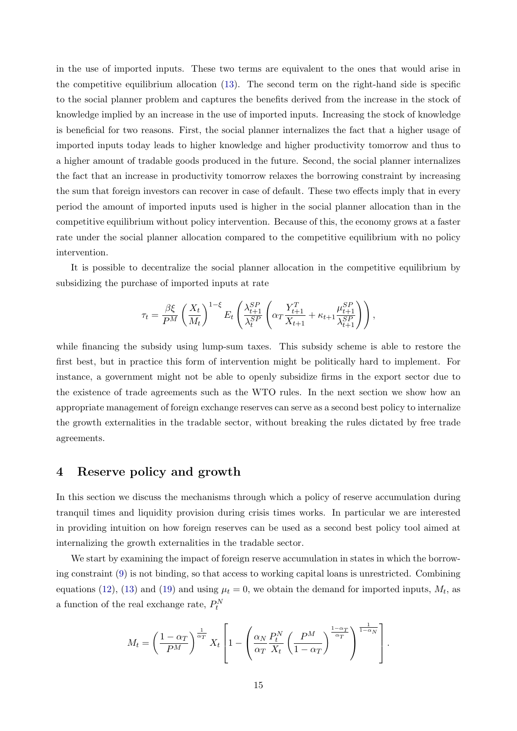in the use of imported inputs. These two terms are equivalent to the ones that would arise in the competitive equilibrium allocation (13). The second term on the right-hand side is specific to the social planner problem and captures the benefits derived from the increase in the stock of knowledge implied by an increase in the use of imported inputs. Increasing the stock of knowledge is beneficial for two reasons. First, the social planner internalizes the fact that a higher usage of imported inputs today leads to higher knowledge and higher productivity tomorrow and thus to a higher amount of tradable goods produced in the future. Second, the social planner internalizes the fact that an increase in productivity tomorrow relaxes the borrowing constraint by increasing the sum that foreign investors can recover in case of default. These two effects imply that in every period the amount of imported inputs used is higher in the social planner allocation than in the competitive equilibrium without policy intervention. Because of this, the economy grows at a faster rate under the social planner allocation compared to the competitive equilibrium with no policy intervention.

It is possible to decentralize the social planner allocation in the competitive equilibrium by subsidizing the purchase of imported inputs at rate

$$\tau_t = \frac{\beta \xi}{P^M} \left( \frac{X_t}{M_t} \right)^{1-\xi} E_t \left( \frac{\lambda_{t+1}^{SP}}{\lambda_t^{SP}} \left( \alpha_T \frac{Y_{t+1}^T}{X_{t+1}} + \kappa_{t+1} \frac{\mu_{t+1}^{SP}}{\lambda_{t+1}^{SP}} \right) \right),$$

while financing the subsidy using lump-sum taxes. This subsidy scheme is able to restore the first best, but in practice this form of intervention might be politically hard to implement. For instance, a government might not be able to openly subsidize firms in the export sector due to the existence of trade agreements such as the WTO rules. In the next section we show how an appropriate management of foreign exchange reserves can serve as a second best policy to internalize the growth externalities in the tradable sector, without breaking the rules dictated by free trade agreements.

# 4 Reserve policy and growth

In this section we discuss the mechanisms through which a policy of reserve accumulation during tranquil times and liquidity provision during crisis times works. In particular we are interested in providing intuition on how foreign reserves can be used as a second best policy tool aimed at internalizing the growth externalities in the tradable sector.

We start by examining the impact of foreign reserve accumulation in states in which the borrowing constraint (9) is not binding, so that access to working capital loans is unrestricted. Combining equations (12), (13) and (19) and using $\mu_t = 0$, we obtain the demand for imported inputs, $M_t$, as a function of the real exchange rate, $P_t^N$

$$M_t = \left( \frac{1-\alpha_T}{P^M} \right)^{\frac{1}{\alpha_T}} X_t \left[ 1 - \left( \frac{\alpha_N}{\alpha_T} \frac{P_t^N}{X_t} \left( \frac{P^M}{1-\alpha_T} \right)^{\frac{1-\alpha_T}{\alpha_T}} \right)^{\frac{1}{1-\alpha_N}} \right].$$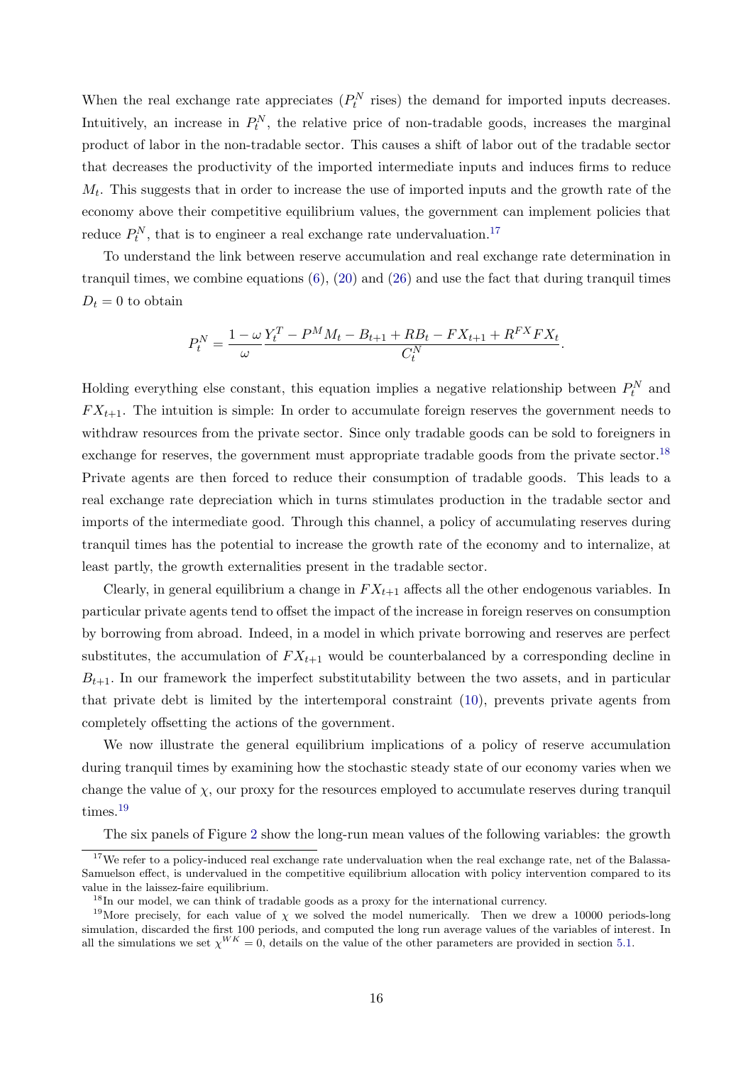When the real exchange rate appreciates ($P_t^N$ rises) the demand for imported inputs decreases. Intuitively, an increase in $P_t^N$, the relative price of non-tradable goods, increases the marginal product of labor in the non-tradable sector. This causes a shift of labor out of the tradable sector that decreases the productivity of the imported intermediate inputs and induces firms to reduce $M_t$. This suggests that in order to increase the use of imported inputs and the growth rate of the economy above their competitive equilibrium values, the government can implement policies that reduce $P_t^N$, that is to engineer a real exchange rate undervaluation.[17]

To understand the link between reserve accumulation and real exchange rate determination in tranquil times, we combine equations (6), (20) and (26) and use the fact that during tranquil times $D_t = 0$ to obtain

$$P_t^N = \frac{1-\omega}{\omega} \frac{Y_t^T - P^M M_t - B_{t+1} + RB_t - FX_{t+1} + R^{FX} FX_t}{C_t^N}.$$

Holding everything else constant, this equation implies a negative relationship between $P_t^N$ and $FX_{t+1}$. The intuition is simple: In order to accumulate foreign reserves the government needs to withdraw resources from the private sector. Since only tradable goods can be sold to foreigners in exchange for reserves, the government must appropriate tradable goods from the private sector.[18] Private agents are then forced to reduce their consumption of tradable goods. This leads to a real exchange rate depreciation which in turns stimulates production in the tradable sector and imports of the intermediate good. Through this channel, a policy of accumulating reserves during tranquil times has the potential to increase the growth rate of the economy and to internalize, at least partly, the growth externalities present in the tradable sector.

Clearly, in general equilibrium a change in $FX_{t+1}$ affects all the other endogenous variables. In particular private agents tend to offset the impact of the increase in foreign reserves on consumption by borrowing from abroad. Indeed, in a model in which private borrowing and reserves are perfect substitutes, the accumulation of $FX_{t+1}$ would be counterbalanced by a corresponding decline in $B_{t+1}$. In our framework the imperfect substitutability between the two assets, and in particular that private debt is limited by the intertemporal constraint (10), prevents private agents from completely offsetting the actions of the government.

We now illustrate the general equilibrium implications of a policy of reserve accumulation during tranquil times by examining how the stochastic steady state of our economy varies when we change the value of $\chi$, our proxy for the resources employed to accumulate reserves during tranquil times.[19]

The six panels of Figure 2 show the long-run mean values of the following variables: the growth

[17] We refer to a policy-induced real exchange rate undervaluation when the real exchange rate, net of the Balassa-Samuelson effect, is undervalued in the competitive equilibrium allocation with policy intervention compared to its value in the laissez-faire equilibrium.

[18] In our model, we can think of tradable goods as a proxy for the international currency.

[19] More precisely, for each value of $\chi$ we solved the model numerically. Then we drew a 10000 periods-long simulation, discarded the first 100 periods, and computed the long run average values of the variables of interest. In all the simulations we set $\chi^{WK} = 0$, details on the value of the other parameters are provided in section 5.1.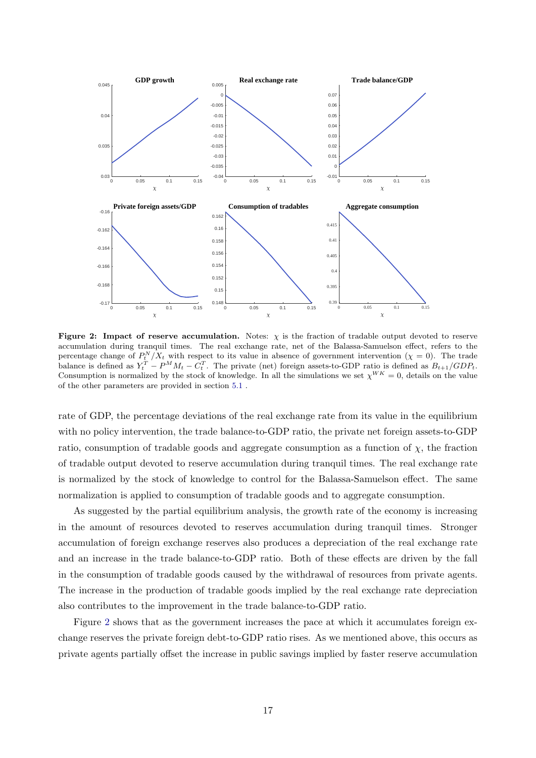**Figure 2: Impact of reserve accumulation.** Notes: $\chi$ is the fraction of tradable output devoted to reserve accumulation during tranquil times. The real exchange rate, net of the Balassa-Samuelson effect, refers to the percentage change of $P_t^N/X_t$ with respect to its value in absence of government intervention ($\chi = 0$). The trade balance is defined as $Y_t^T - P^M M_t - C_t^T$. The private (net) foreign assets-to-GDP ratio is defined as $B_{t+1}/GDP_t$. Consumption is normalized by the stock of knowledge. In all the simulations we set $\chi^{WK} = 0$, details on the value of the other parameters are provided in section 5.1 .

rate of GDP, the percentage deviations of the real exchange rate from its value in the equilibrium with no policy intervention, the trade balance-to-GDP ratio, the private net foreign assets-to-GDP ratio, consumption of tradable goods and aggregate consumption as a function of $\chi$, the fraction of tradable output devoted to reserve accumulation during tranquil times. The real exchange rate is normalized by the stock of knowledge to control for the Balassa-Samuelson effect. The same normalization is applied to consumption of tradable goods and to aggregate consumption.

As suggested by the partial equilibrium analysis, the growth rate of the economy is increasing in the amount of resources devoted to reserves accumulation during tranquil times. Stronger accumulation of foreign exchange reserves also produces a depreciation of the real exchange rate and an increase in the trade balance-to-GDP ratio. Both of these effects are driven by the fall in the consumption of tradable goods caused by the withdrawal of resources from private agents. The increase in the production of tradable goods implied by the real exchange rate depreciation also contributes to the improvement in the trade balance-to-GDP ratio.

Figure 2 shows that as the government increases the pace at which it accumulates foreign exchange reserves the private foreign debt-to-GDP ratio rises. As we mentioned above, this occurs as private agents partially offset the increase in public savings implied by faster reserve accumulation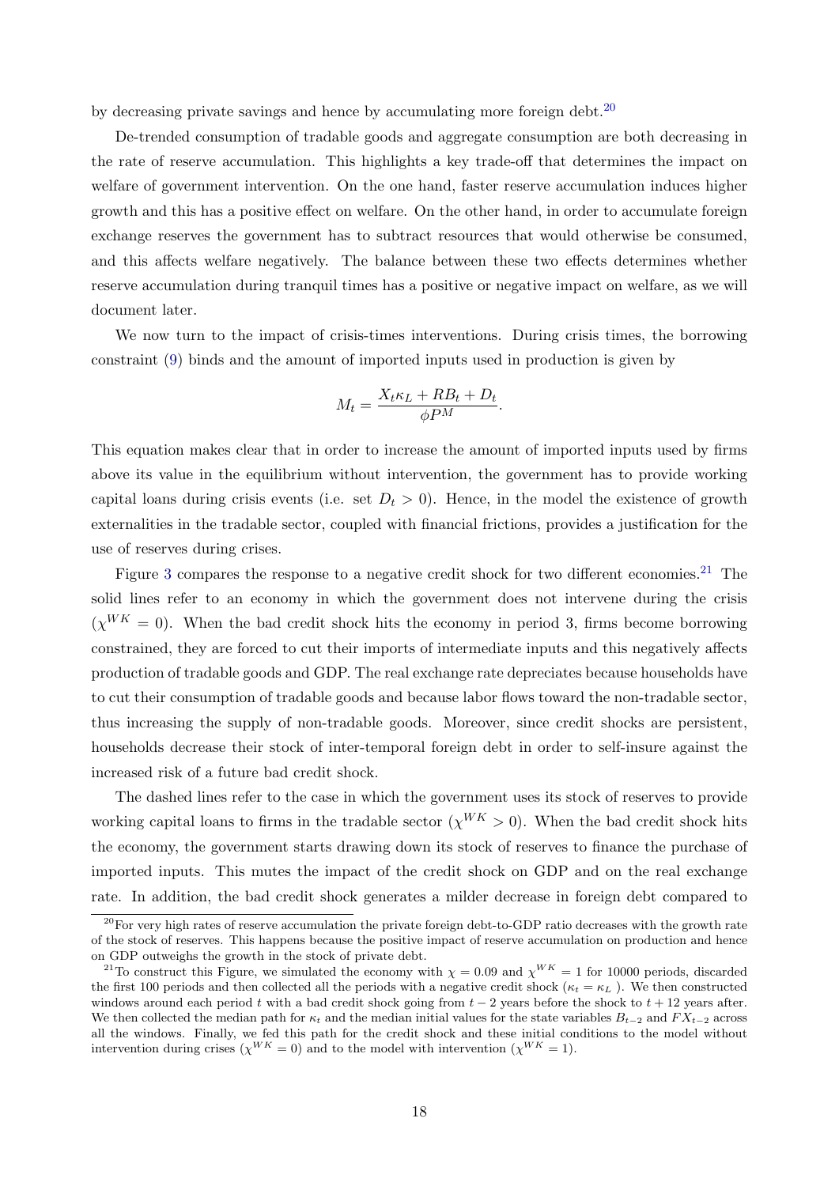by decreasing private savings and hence by accumulating more foreign debt.[20]

De-trended consumption of tradable goods and aggregate consumption are both decreasing in the rate of reserve accumulation. This highlights a key trade-off that determines the impact on welfare of government intervention. On the one hand, faster reserve accumulation induces higher growth and this has a positive effect on welfare. On the other hand, in order to accumulate foreign exchange reserves the government has to subtract resources that would otherwise be consumed, and this affects welfare negatively. The balance between these two effects determines whether reserve accumulation during tranquil times has a positive or negative impact on welfare, as we will document later.

We now turn to the impact of crisis-times interventions. During crisis times, the borrowing constraint (9) binds and the amount of imported inputs used in production is given by

$$M_t = \frac{X_t \kappa_L + RB_t + D_t}{\phi P^M}.$$

This equation makes clear that in order to increase the amount of imported inputs used by firms above its value in the equilibrium without intervention, the government has to provide working capital loans during crisis events (i.e. set $D_t > 0$). Hence, in the model the existence of growth externalities in the tradable sector, coupled with financial frictions, provides a justification for the use of reserves during crises.

Figure 3 compares the response to a negative credit shock for two different economies.[21] The solid lines refer to an economy in which the government does not intervene during the crisis ($\chi^{WK} = 0$). When the bad credit shock hits the economy in period 3, firms become borrowing constrained, they are forced to cut their imports of intermediate inputs and this negatively affects production of tradable goods and GDP. The real exchange rate depreciates because households have to cut their consumption of tradable goods and because labor flows toward the non-tradable sector, thus increasing the supply of non-tradable goods. Moreover, since credit shocks are persistent, households decrease their stock of inter-temporal foreign debt in order to self-insure against the increased risk of a future bad credit shock.

The dashed lines refer to the case in which the government uses its stock of reserves to provide working capital loans to firms in the tradable sector ($\chi^{WK} > 0$). When the bad credit shock hits the economy, the government starts drawing down its stock of reserves to finance the purchase of imported inputs. This mutes the impact of the credit shock on GDP and on the real exchange rate. In addition, the bad credit shock generates a milder decrease in foreign debt compared to

[20] For very high rates of reserve accumulation the private foreign debt-to-GDP ratio decreases with the growth rate of the stock of reserves. This happens because the positive impact of reserve accumulation on production and hence on GDP outweighs the growth in the stock of private debt.

[21] To construct this Figure, we simulated the economy with $\chi = 0.09$ and $\chi^{WK} = 1$ for 10000 periods, discarded the first 100 periods and then collected all the periods with a negative credit shock ($\kappa_t = \kappa_L$ ). We then constructed windows around each period $t$ with a bad credit shock going from $t-2$ years before the shock to $t+12$ years after. We then collected the median path for $\kappa_t$ and the median initial values for the state variables $B_{t-2}$ and $FX_{t-2}$ across all the windows. Finally, we fed this path for the credit shock and these initial conditions to the model without intervention during crises ($\chi^{WK} = 0$) and to the model with intervention ($\chi^{WK} = 1$).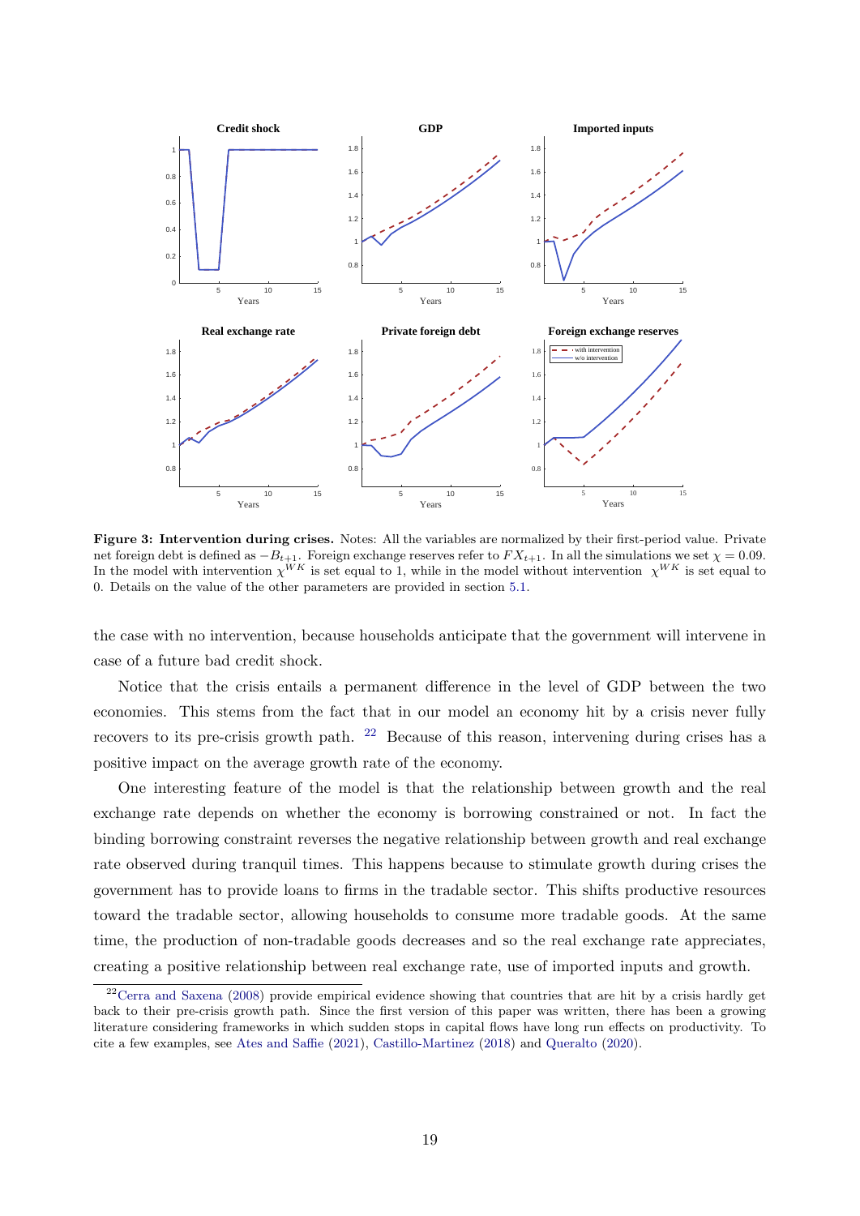**Figure 3: Intervention during crises.** Notes: All the variables are normalized by their first-period value. Private net foreign debt is defined as $-B_{t+1}$. Foreign exchange reserves refer to $FX_{t+1}$. In all the simulations we set $\chi = 0.09$. In the model with intervention $\chi^{WK}$ is set equal to 1, while in the model without intervention $\chi^{WK}$ is set equal to 0. Details on the value of the other parameters are provided in section 5.1.

the case with no intervention, because households anticipate that the government will intervene in case of a future bad credit shock.

Notice that the crisis entails a permanent difference in the level of GDP between the two economies. This stems from the fact that in our model an economy hit by a crisis never fully recovers to its pre-crisis growth path. [22] Because of this reason, intervening during crises has a positive impact on the average growth rate of the economy.

One interesting feature of the model is that the relationship between growth and the real exchange rate depends on whether the economy is borrowing constrained or not. In fact the binding borrowing constraint reverses the negative relationship between growth and real exchange rate observed during tranquil times. This happens because to stimulate growth during crises the government has to provide loans to firms in the tradable sector. This shifts productive resources toward the tradable sector, allowing households to consume more tradable goods. At the same time, the production of non-tradable goods decreases and so the real exchange rate appreciates, creating a positive relationship between real exchange rate, use of imported inputs and growth.

[22] Cerra and Saxena (2008) provide empirical evidence showing that countries that are hit by a crisis hardly get back to their pre-crisis growth path. Since the first version of this paper was written, there has been a growing literature considering frameworks in which sudden stops in capital flows have long run effects on productivity. To cite a few examples, see Ates and Saffie (2021), Castillo-Martinez (2018) and Queralto (2020).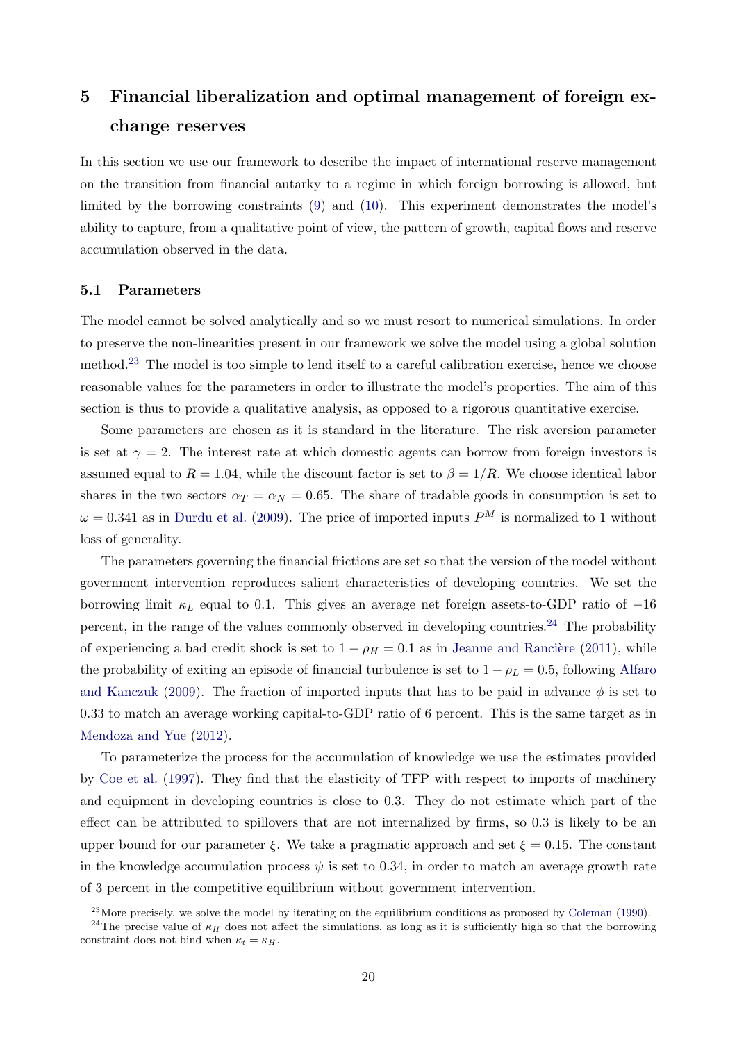## 5 Financial liberalization and optimal management of foreign exchange reserves

In this section we use our framework to describe the impact of international reserve management on the transition from financial autarky to a regime in which foreign borrowing is allowed, but limited by the borrowing constraints (9) and (10). This experiment demonstrates the model's ability to capture, from a qualitative point of view, the pattern of growth, capital flows and reserve accumulation observed in the data.

### 5.1 Parameters

The model cannot be solved analytically and so we must resort to numerical simulations. In order to preserve the non-linearities present in our framework we solve the model using a global solution method.[23] The model is too simple to lend itself to a careful calibration exercise, hence we choose reasonable values for the parameters in order to illustrate the model's properties. The aim of this section is thus to provide a qualitative analysis, as opposed to a rigorous quantitative exercise.

Some parameters are chosen as it is standard in the literature. The risk aversion parameter is set at $\gamma = 2$. The interest rate at which domestic agents can borrow from foreign investors is assumed equal to $R = 1.04$, while the discount factor is set to $\beta = 1/R$. We choose identical labor shares in the two sectors $\alpha_T = \alpha_N = 0.65$. The share of tradable goods in consumption is set to $\omega = 0.341$ as in Durdu et al. (2009). The price of imported inputs $P^M$ is normalized to 1 without loss of generality.

The parameters governing the financial frictions are set so that the version of the model without government intervention reproduces salient characteristics of developing countries. We set the borrowing limit $\kappa_L$ equal to 0.1. This gives an average net foreign assets-to-GDP ratio of $-16$ percent, in the range of the values commonly observed in developing countries.[24] The probability of experiencing a bad credit shock is set to $1 - \rho_H = 0.1$ as in Jeanne and Rancière (2011), while the probability of exiting an episode of financial turbulence is set to $1 - \rho_L = 0.5$, following Alfaro and Kanczuk (2009). The fraction of imported inputs that has to be paid in advance $\phi$ is set to 0.33 to match an average working capital-to-GDP ratio of 6 percent. This is the same target as in Mendoza and Yue (2012).

To parameterize the process for the accumulation of knowledge we use the estimates provided by Coe et al. (1997). They find that the elasticity of TFP with respect to imports of machinery and equipment in developing countries is close to 0.3. They do not estimate which part of the effect can be attributed to spillovers that are not internalized by firms, so 0.3 is likely to be an upper bound for our parameter $\xi$. We take a pragmatic approach and set $\xi = 0.15$. The constant in the knowledge accumulation process $\psi$ is set to 0.34, in order to match an average growth rate of 3 percent in the competitive equilibrium without government intervention.

[23] More precisely, we solve the model by iterating on the equilibrium conditions as proposed by Coleman (1990).

[24] The precise value of $\kappa_H$ does not affect the simulations, as long as it is sufficiently high so that the borrowing constraint does not bind when $\kappa_t = \kappa_H$.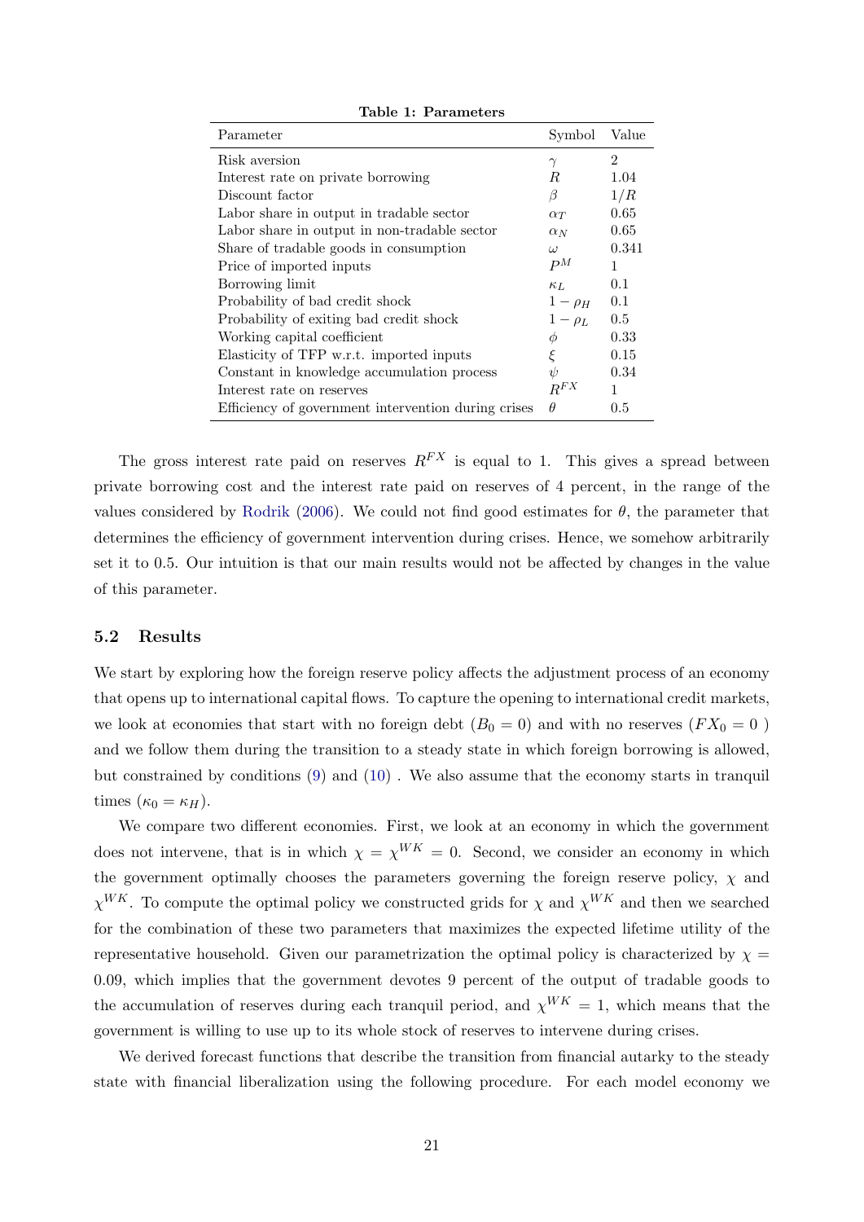**Table 1: Parameters**

| Parameter | Symbol | Value |
|---|---|---|
| Risk aversion | $\gamma$ | 2 |
| Interest rate on private borrowing | $R$ | 1.04 |
| Discount factor | $\beta$ | $1/R$ |
| Labor share in output in tradable sector | $\alpha_T$ | 0.65 |
| Labor share in output in non-tradable sector | $\alpha_N$ | 0.65 |
| Share of tradable goods in consumption | $\omega$ | 0.341 |
| Price of imported inputs | $P^M$ | 1 |
| Borrowing limit | $\kappa_L$ | 0.1 |
| Probability of bad credit shock | $1-\rho_H$ | 0.1 |
| Probability of exiting bad credit shock | $1-\rho_L$ | 0.5 |
| Working capital coefficient | $\phi$ | 0.33 |
| Elasticity of TFP w.r.t. imported inputs | $\xi$ | 0.15 |
| Constant in knowledge accumulation process | $\psi$ | 0.34 |
| Interest rate on reserves | $R^{FX}$ | 1 |
| Efficiency of government intervention during crises | $\theta$ | 0.5 |

The gross interest rate paid on reserves $R^{FX}$ is equal to 1. This gives a spread between private borrowing cost and the interest rate paid on reserves of 4 percent, in the range of the values considered by Rodrik (2006). We could not find good estimates for $\theta$, the parameter that determines the efficiency of government intervention during crises. Hence, we somehow arbitrarily set it to 0.5. Our intuition is that our main results would not be affected by changes in the value of this parameter.

### 5.2 Results

We start by exploring how the foreign reserve policy affects the adjustment process of an economy that opens up to international capital flows. To capture the opening to international credit markets, we look at economies that start with no foreign debt ($B_0 = 0$) and with no reserves ($FX_0 = 0$ ) and we follow them during the transition to a steady state in which foreign borrowing is allowed, but constrained by conditions (9) and (10) . We also assume that the economy starts in tranquil times ($\kappa_0 = \kappa_H$).

We compare two different economies. First, we look at an economy in which the government does not intervene, that is in which $\chi = \chi^{WK} = 0$. Second, we consider an economy in which the government optimally chooses the parameters governing the foreign reserve policy, $\chi$ and $\chi^{WK}$. To compute the optimal policy we constructed grids for $\chi$ and $\chi^{WK}$ and then we searched for the combination of these two parameters that maximizes the expected lifetime utility of the representative household. Given our parametrization the optimal policy is characterized by $\chi = 0.09$, which implies that the government devotes 9 percent of the output of tradable goods to the accumulation of reserves during each tranquil period, and $\chi^{WK} = 1$, which means that the government is willing to use up to its whole stock of reserves to intervene during crises.

We derived forecast functions that describe the transition from financial autarky to the steady state with financial liberalization using the following procedure. For each model economy we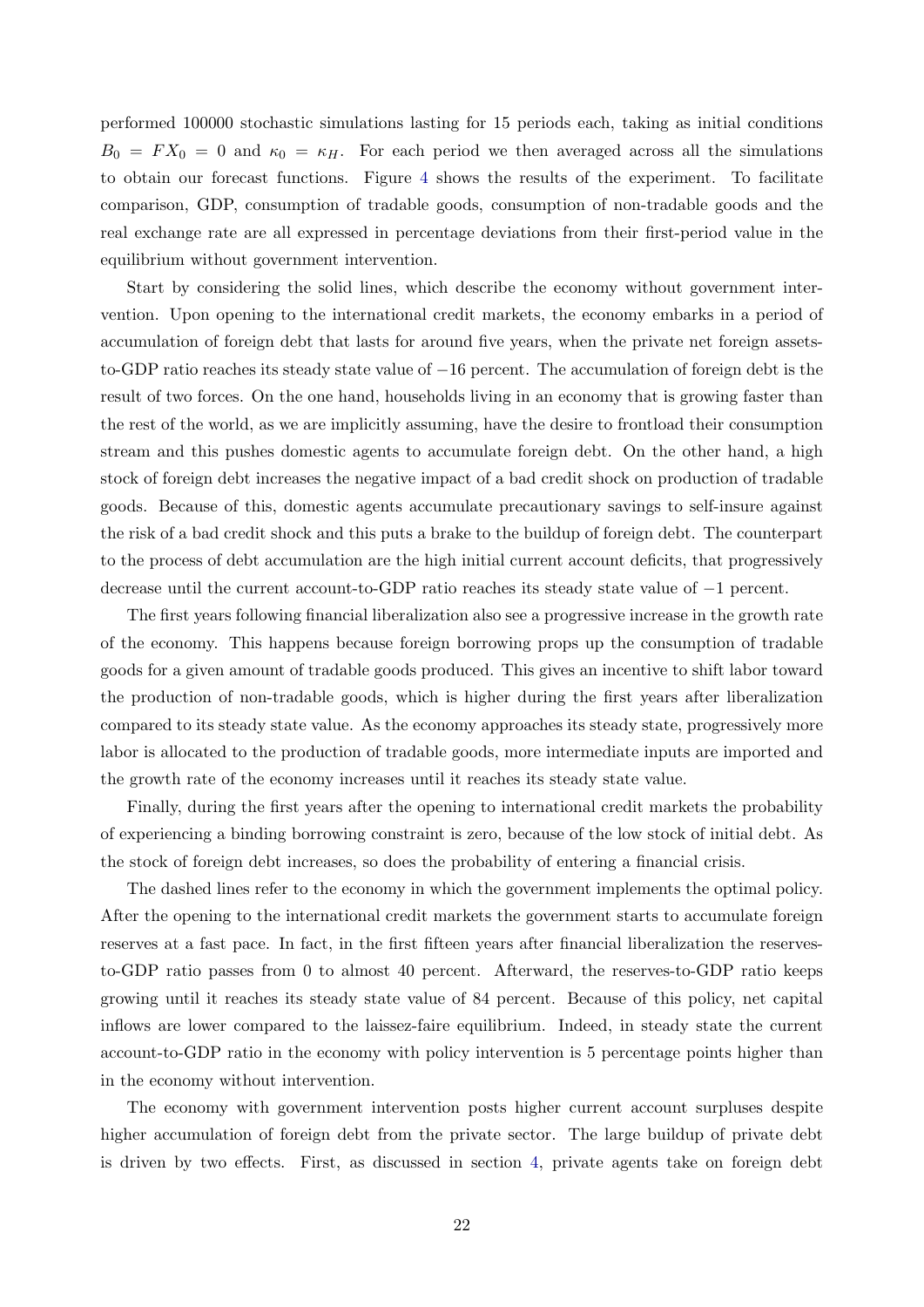performed 100000 stochastic simulations lasting for 15 periods each, taking as initial conditions $B_0 = FX_0 = 0$ and $\kappa_0 = \kappa_H$. For each period we then averaged across all the simulations to obtain our forecast functions. Figure 4 shows the results of the experiment. To facilitate comparison, GDP, consumption of tradable goods, consumption of non-tradable goods and the real exchange rate are all expressed in percentage deviations from their first-period value in the equilibrium without government intervention.

Start by considering the solid lines, which describe the economy without government intervention. Upon opening to the international credit markets, the economy embarks in a period of accumulation of foreign debt that lasts for around five years, when the private net foreign assets-to-GDP ratio reaches its steady state value of $-16$ percent. The accumulation of foreign debt is the result of two forces. On the one hand, households living in an economy that is growing faster than the rest of the world, as we are implicitly assuming, have the desire to frontload their consumption stream and this pushes domestic agents to accumulate foreign debt. On the other hand, a high stock of foreign debt increases the negative impact of a bad credit shock on production of tradable goods. Because of this, domestic agents accumulate precautionary savings to self-insure against the risk of a bad credit shock and this puts a brake to the buildup of foreign debt. The counterpart to the process of debt accumulation are the high initial current account deficits, that progressively decrease until the current account-to-GDP ratio reaches its steady state value of $-1$ percent.

The first years following financial liberalization also see a progressive increase in the growth rate of the economy. This happens because foreign borrowing props up the consumption of tradable goods for a given amount of tradable goods produced. This gives an incentive to shift labor toward the production of non-tradable goods, which is higher during the first years after liberalization compared to its steady state value. As the economy approaches its steady state, progressively more labor is allocated to the production of tradable goods, more intermediate inputs are imported and the growth rate of the economy increases until it reaches its steady state value.

Finally, during the first years after the opening to international credit markets the probability of experiencing a binding borrowing constraint is zero, because of the low stock of initial debt. As the stock of foreign debt increases, so does the probability of entering a financial crisis.

The dashed lines refer to the economy in which the government implements the optimal policy. After the opening to the international credit markets the government starts to accumulate foreign reserves at a fast pace. In fact, in the first fifteen years after financial liberalization the reserves-to-GDP ratio passes from 0 to almost 40 percent. Afterward, the reserves-to-GDP ratio keeps growing until it reaches its steady state value of 84 percent. Because of this policy, net capital inflows are lower compared to the laissez-faire equilibrium. Indeed, in steady state the current account-to-GDP ratio in the economy with policy intervention is 5 percentage points higher than in the economy without intervention.

The economy with government intervention posts higher current account surpluses despite higher accumulation of foreign debt from the private sector. The large buildup of private debt is driven by two effects. First, as discussed in section 4, private agents take on foreign debt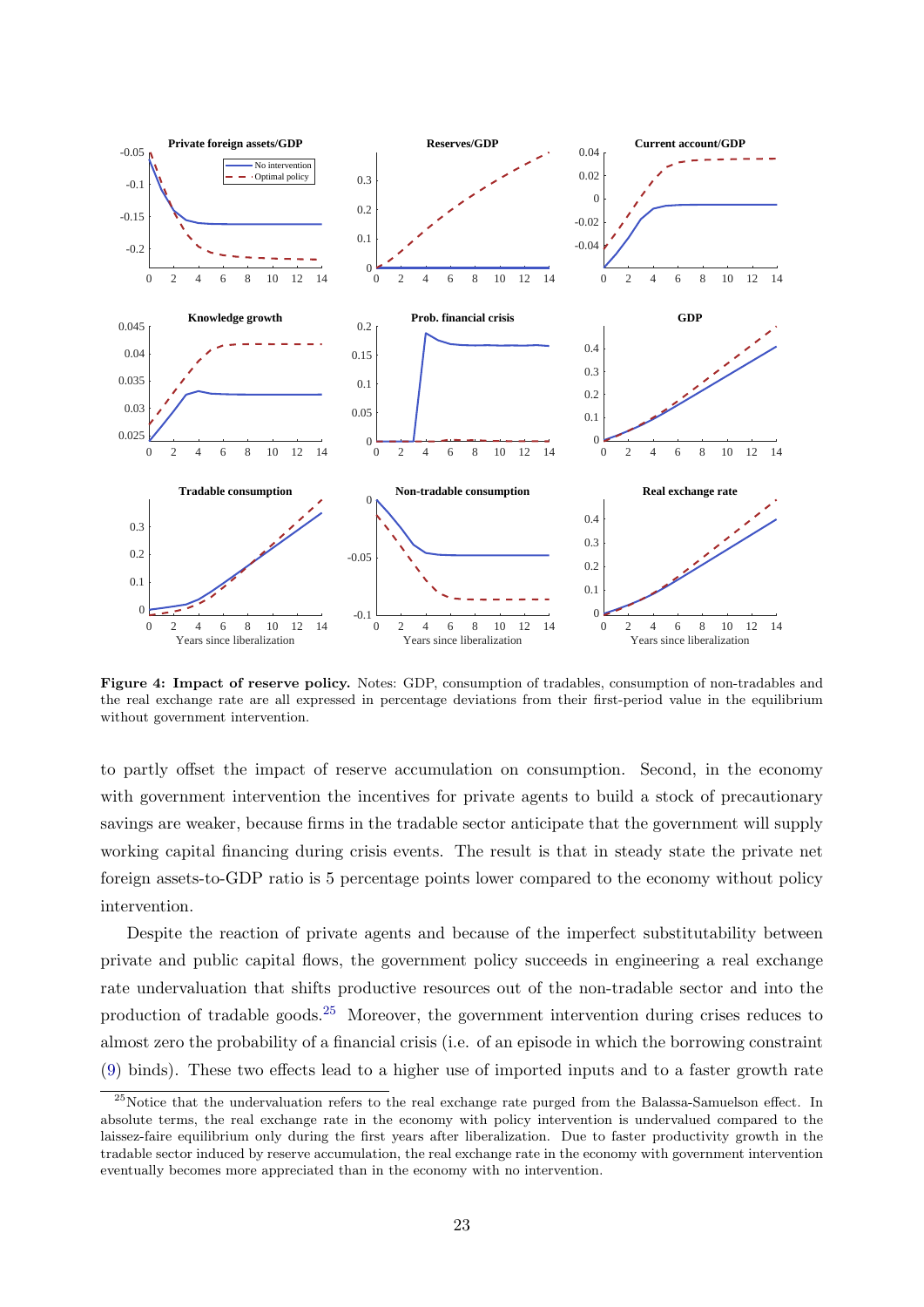**Figure 4: Impact of reserve policy.** Notes: GDP, consumption of tradables, consumption of non-tradables and the real exchange rate are all expressed in percentage deviations from their first-period value in the equilibrium without government intervention.

to partly offset the impact of reserve accumulation on consumption. Second, in the economy with government intervention the incentives for private agents to build a stock of precautionary savings are weaker, because firms in the tradable sector anticipate that the government will supply working capital financing during crisis events. The result is that in steady state the private net foreign assets-to-GDP ratio is 5 percentage points lower compared to the economy without policy intervention.

Despite the reaction of private agents and because of the imperfect substitutability between private and public capital flows, the government policy succeeds in engineering a real exchange rate undervaluation that shifts productive resources out of the non-tradable sector and into the production of tradable goods.[25] Moreover, the government intervention during crises reduces to almost zero the probability of a financial crisis (i.e. of an episode in which the borrowing constraint (9) binds). These two effects lead to a higher use of imported inputs and to a faster growth rate

[25]Notice that the undervaluation refers to the real exchange rate purged from the Balassa-Samuelson effect. In absolute terms, the real exchange rate in the economy with policy intervention is undervalued compared to the laissez-faire equilibrium only during the first years after liberalization. Due to faster productivity growth in the tradable sector induced by reserve accumulation, the real exchange rate in the economy with government intervention eventually becomes more appreciated than in the economy with no intervention.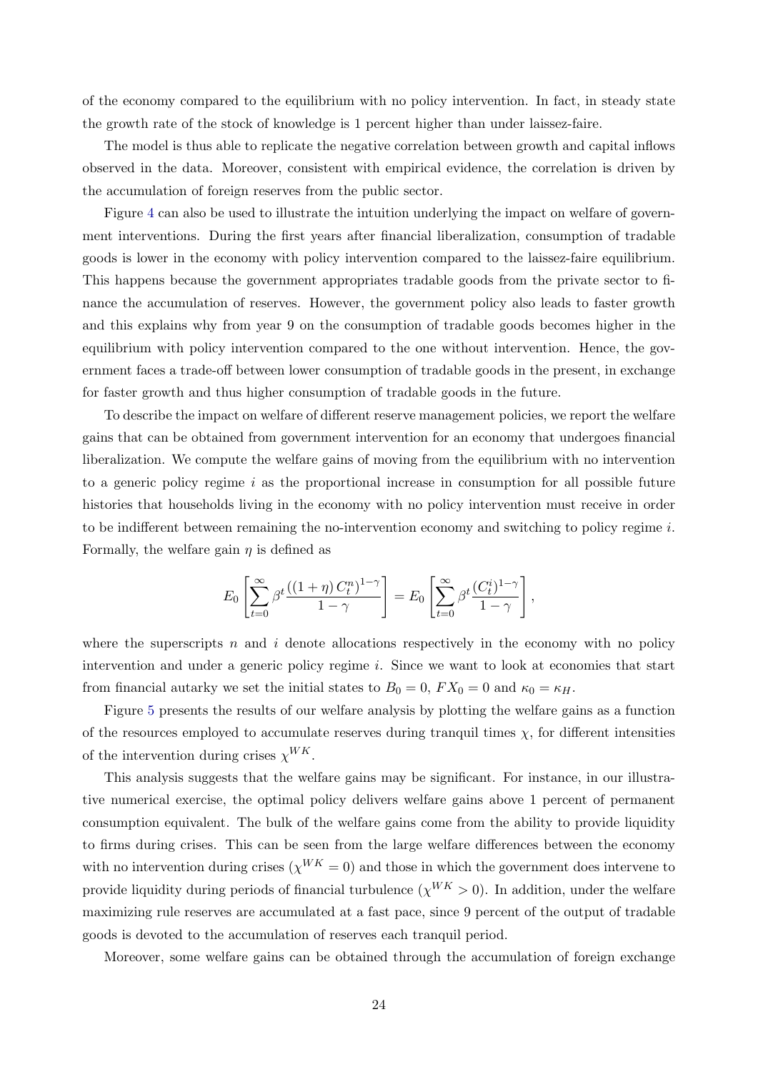of the economy compared to the equilibrium with no policy intervention. In fact, in steady state the growth rate of the stock of knowledge is 1 percent higher than under laissez-faire.

The model is thus able to replicate the negative correlation between growth and capital inflows observed in the data. Moreover, consistent with empirical evidence, the correlation is driven by the accumulation of foreign reserves from the public sector.

Figure 4 can also be used to illustrate the intuition underlying the impact on welfare of government interventions. During the first years after financial liberalization, consumption of tradable goods is lower in the economy with policy intervention compared to the laissez-faire equilibrium. This happens because the government appropriates tradable goods from the private sector to finance the accumulation of reserves. However, the government policy also leads to faster growth and this explains why from year 9 on the consumption of tradable goods becomes higher in the equilibrium with policy intervention compared to the one without intervention. Hence, the government faces a trade-off between lower consumption of tradable goods in the present, in exchange for faster growth and thus higher consumption of tradable goods in the future.

To describe the impact on welfare of different reserve management policies, we report the welfare gains that can be obtained from government intervention for an economy that undergoes financial liberalization. We compute the welfare gains of moving from the equilibrium with no intervention to a generic policy regime $i$ as the proportional increase in consumption for all possible future histories that households living in the economy with no policy intervention must receive in order to be indifferent between remaining the no-intervention economy and switching to policy regime $i$. Formally, the welfare gain $\eta$ is defined as

$$E_0 \left[ \sum_{t=0}^{\infty} \beta^t \frac{((1+\eta) C_t^n)^{1-\gamma}}{1-\gamma} \right] = E_0 \left[ \sum_{t=0}^{\infty} \beta^t \frac{(C_t^i)^{1-\gamma}}{1-\gamma} \right],$$

where the superscripts $n$ and $i$ denote allocations respectively in the economy with no policy intervention and under a generic policy regime $i$. Since we want to look at economies that start from financial autarky we set the initial states to $B_0 = 0$, $FX_0 = 0$ and $\kappa_0 = \kappa_H$.

Figure 5 presents the results of our welfare analysis by plotting the welfare gains as a function of the resources employed to accumulate reserves during tranquil times $\chi$, for different intensities of the intervention during crises $\chi^{WK}$.

This analysis suggests that the welfare gains may be significant. For instance, in our illustrative numerical exercise, the optimal policy delivers welfare gains above 1 percent of permanent consumption equivalent. The bulk of the welfare gains come from the ability to provide liquidity to firms during crises. This can be seen from the large welfare differences between the economy with no intervention during crises ($\chi^{WK} = 0$) and those in which the government does intervene to provide liquidity during periods of financial turbulence ($\chi^{WK} > 0$). In addition, under the welfare maximizing rule reserves are accumulated at a fast pace, since 9 percent of the output of tradable goods is devoted to the accumulation of reserves each tranquil period.

Moreover, some welfare gains can be obtained through the accumulation of foreign exchange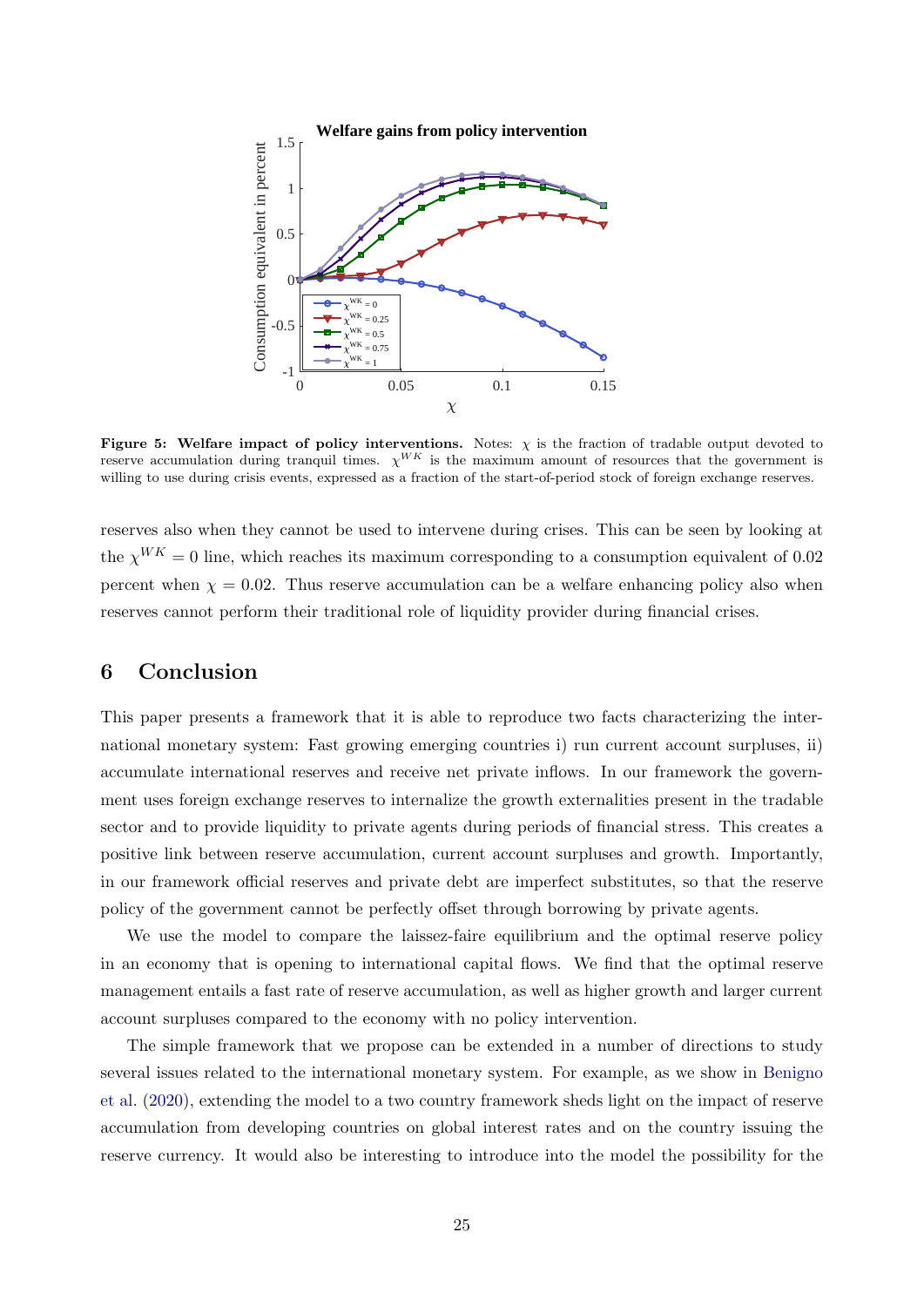Figure 5: Welfare impact of policy interventions. Notes: $\chi$ is the fraction of tradable output devoted to reserve accumulation during tranquil times. $\chi^{WK}$ is the maximum amount of resources that the government is willing to use during crisis events, expressed as a fraction of the start-of-period stock of foreign exchange reserves.

reserves also when they cannot be used to intervene during crises. This can be seen by looking at the $\chi^{WK} = 0$ line, which reaches its maximum corresponding to a consumption equivalent of 0.02 percent when $\chi = 0.02$. Thus reserve accumulation can be a welfare enhancing policy also when reserves cannot perform their traditional role of liquidity provider during financial crises.

## 6 Conclusion

This paper presents a framework that it is able to reproduce two facts characterizing the international monetary system: Fast growing emerging countries i) run current account surpluses, ii) accumulate international reserves and receive net private inflows. In our framework the government uses foreign exchange reserves to internalize the growth externalities present in the tradable sector and to provide liquidity to private agents during periods of financial stress. This creates a positive link between reserve accumulation, current account surpluses and growth. Importantly, in our framework official reserves and private debt are imperfect substitutes, so that the reserve policy of the government cannot be perfectly offset through borrowing by private agents.

We use the model to compare the laissez-faire equilibrium and the optimal reserve policy in an economy that is opening to international capital flows. We find that the optimal reserve management entails a fast rate of reserve accumulation, as well as higher growth and larger current account surpluses compared to the economy with no policy intervention.

The simple framework that we propose can be extended in a number of directions to study several issues related to the international monetary system. For example, as we show in Benigno et al. (2020), extending the model to a two country framework sheds light on the impact of reserve accumulation from developing countries on global interest rates and on the country issuing the reserve currency. It would also be interesting to introduce into the model the possibility for the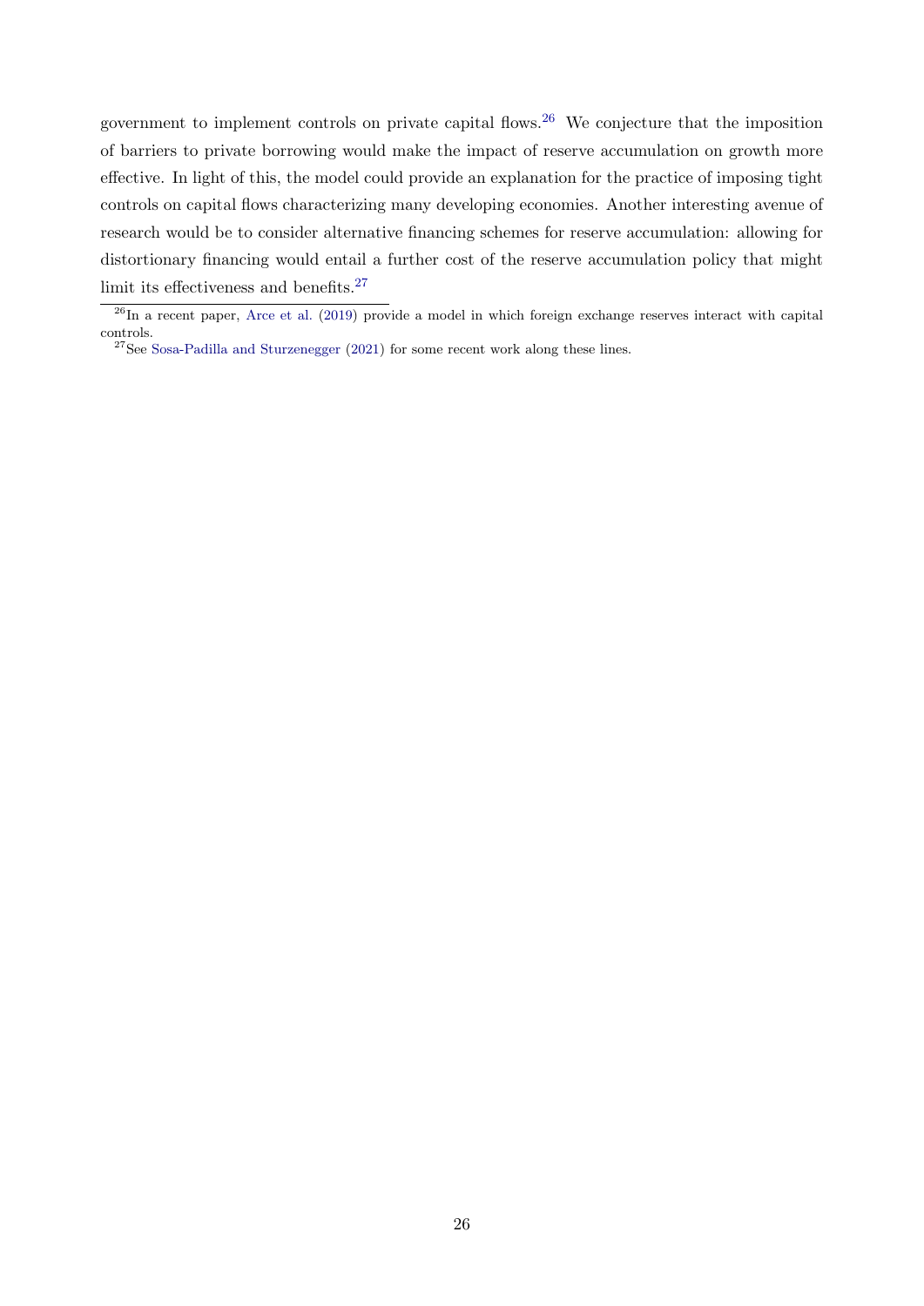government to implement controls on private capital flows.[26] We conjecture that the imposition of barriers to private borrowing would make the impact of reserve accumulation on growth more effective. In light of this, the model could provide an explanation for the practice of imposing tight controls on capital flows characterizing many developing economies. Another interesting avenue of research would be to consider alternative financing schemes for reserve accumulation: allowing for distortionary financing would entail a further cost of the reserve accumulation policy that might limit its effectiveness and benefits.[27]

[26] In a recent paper, Arce et al. (2019) provide a model in which foreign exchange reserves interact with capital controls.

[27] See Sosa-Padilla and Sturzenegger (2021) for some recent work along these lines.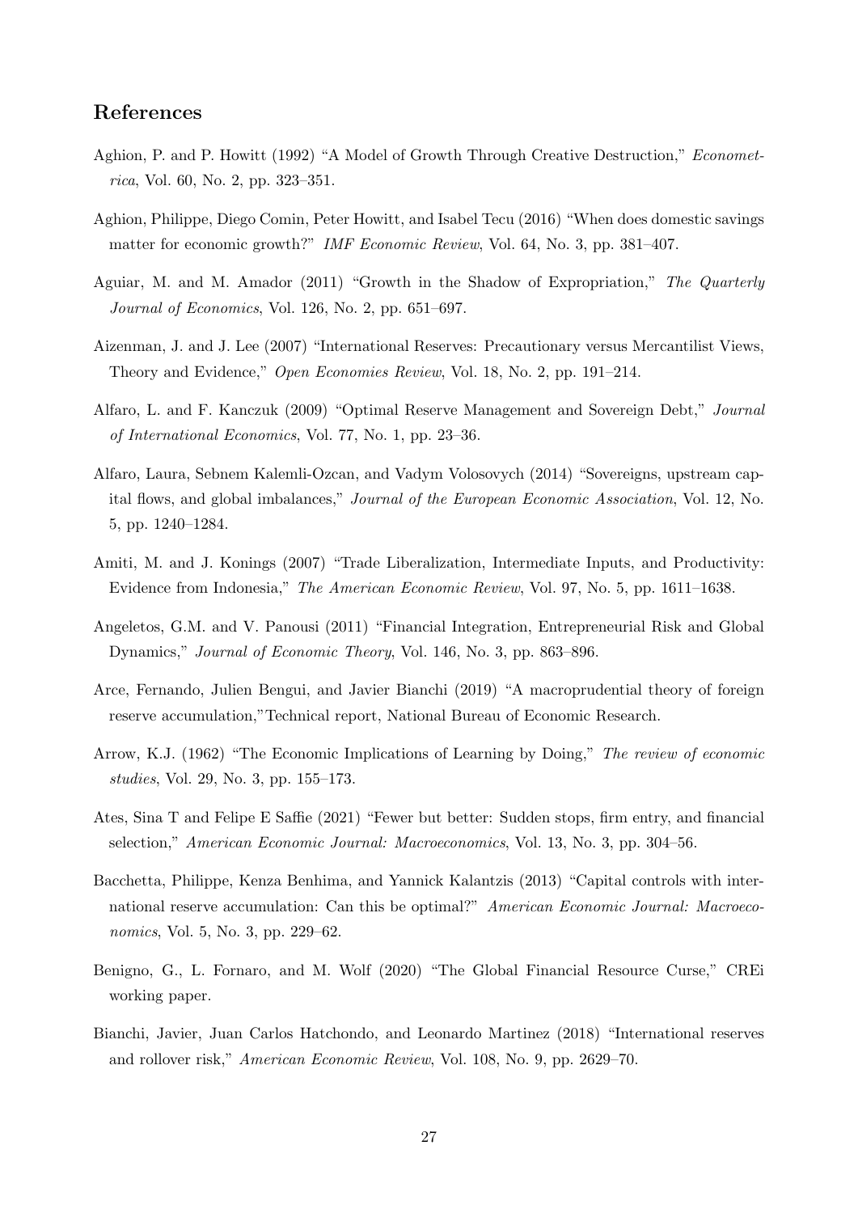## References

Aghion, P. and P. Howitt (1992) "A Model of Growth Through Creative Destruction," *Econometrica*, Vol. 60, No. 2, pp. 323–351.

Aghion, Philippe, Diego Comin, Peter Howitt, and Isabel Tecu (2016) "When does domestic savings matter for economic growth?" *IMF Economic Review*, Vol. 64, No. 3, pp. 381–407.

Aguiar, M. and M. Amador (2011) "Growth in the Shadow of Expropriation," *The Quarterly Journal of Economics*, Vol. 126, No. 2, pp. 651–697.

Aizenman, J. and J. Lee (2007) "International Reserves: Precautionary versus Mercantilist Views, Theory and Evidence," *Open Economies Review*, Vol. 18, No. 2, pp. 191–214.

Alfaro, L. and F. Kanczuk (2009) "Optimal Reserve Management and Sovereign Debt," *Journal of International Economics*, Vol. 77, No. 1, pp. 23–36.

Alfaro, Laura, Sebnem Kalemli-Ozcan, and Vadym Volosovych (2014) "Sovereigns, upstream capital flows, and global imbalances," *Journal of the European Economic Association*, Vol. 12, No. 5, pp. 1240–1284.

Amiti, M. and J. Konings (2007) "Trade Liberalization, Intermediate Inputs, and Productivity: Evidence from Indonesia," *The American Economic Review*, Vol. 97, No. 5, pp. 1611–1638.

Angeletos, G.M. and V. Panousi (2011) "Financial Integration, Entrepreneurial Risk and Global Dynamics," *Journal of Economic Theory*, Vol. 146, No. 3, pp. 863–896.

Arce, Fernando, Julien Bengui, and Javier Bianchi (2019) "A macroprudential theory of foreign reserve accumulation,"Technical report, National Bureau of Economic Research.

Arrow, K.J. (1962) "The Economic Implications of Learning by Doing," *The review of economic studies*, Vol. 29, No. 3, pp. 155–173.

Ates, Sina T and Felipe E Saffie (2021) "Fewer but better: Sudden stops, firm entry, and financial selection," *American Economic Journal: Macroeconomics*, Vol. 13, No. 3, pp. 304–56.

Bacchetta, Philippe, Kenza Benhima, and Yannick Kalantzis (2013) "Capital controls with international reserve accumulation: Can this be optimal?" *American Economic Journal: Macroeconomics*, Vol. 5, No. 3, pp. 229–62.

Benigno, G., L. Fornaro, and M. Wolf (2020) "The Global Financial Resource Curse," CREi working paper.

Bianchi, Javier, Juan Carlos Hatchondo, and Leonardo Martinez (2018) "International reserves and rollover risk," *American Economic Review*, Vol. 108, No. 9, pp. 2629–70.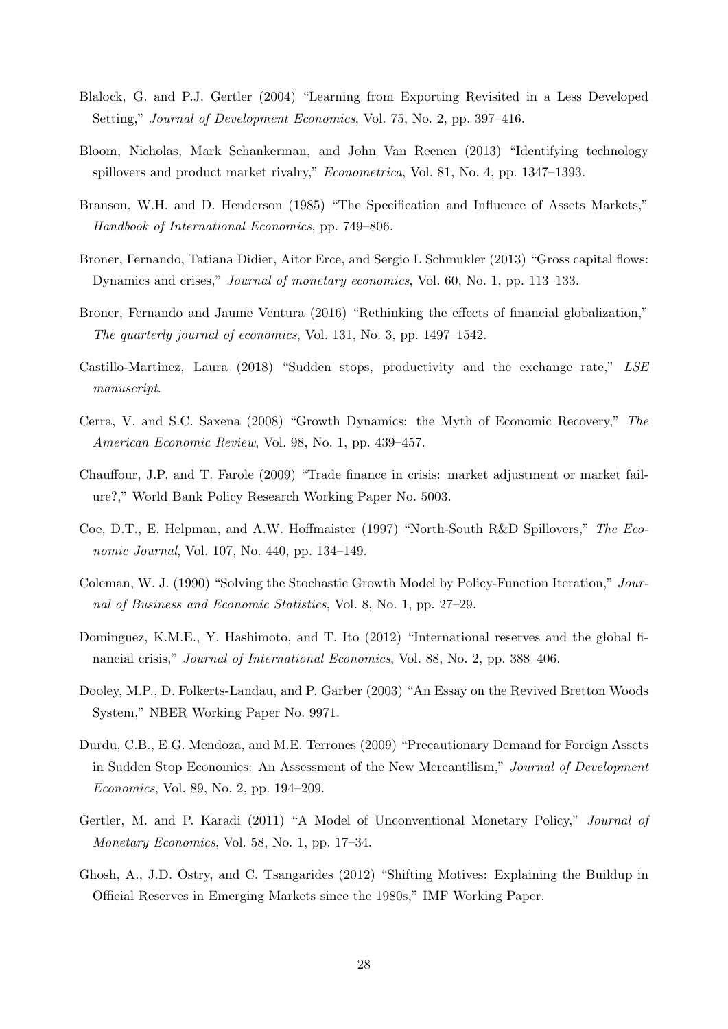Blalock, G. and P.J. Gertler (2004) "Learning from Exporting Revisited in a Less Developed Setting," *Journal of Development Economics*, Vol. 75, No. 2, pp. 397–416.

Bloom, Nicholas, Mark Schankerman, and John Van Reenen (2013) "Identifying technology spillovers and product market rivalry," *Econometrica*, Vol. 81, No. 4, pp. 1347–1393.

Branson, W.H. and D. Henderson (1985) "The Specification and Influence of Assets Markets," *Handbook of International Economics*, pp. 749–806.

Broner, Fernando, Tatiana Didier, Aitor Erce, and Sergio L Schmukler (2013) "Gross capital flows: Dynamics and crises," *Journal of monetary economics*, Vol. 60, No. 1, pp. 113–133.

Broner, Fernando and Jaume Ventura (2016) "Rethinking the effects of financial globalization," *The quarterly journal of economics*, Vol. 131, No. 3, pp. 1497–1542.

Castillo-Martinez, Laura (2018) "Sudden stops, productivity and the exchange rate," *LSE manuscript*.

Cerra, V. and S.C. Saxena (2008) "Growth Dynamics: the Myth of Economic Recovery," *The American Economic Review*, Vol. 98, No. 1, pp. 439–457.

Chauffour, J.P. and T. Farole (2009) "Trade finance in crisis: market adjustment or market failure?," World Bank Policy Research Working Paper No. 5003.

Coe, D.T., E. Helpman, and A.W. Hoffmaister (1997) "North-South R&D Spillovers," *The Economic Journal*, Vol. 107, No. 440, pp. 134–149.

Coleman, W. J. (1990) "Solving the Stochastic Growth Model by Policy-Function Iteration," *Journal of Business and Economic Statistics*, Vol. 8, No. 1, pp. 27–29.

Dominguez, K.M.E., Y. Hashimoto, and T. Ito (2012) "International reserves and the global financial crisis," *Journal of International Economics*, Vol. 88, No. 2, pp. 388–406.

Dooley, M.P., D. Folkerts-Landau, and P. Garber (2003) "An Essay on the Revived Bretton Woods System," NBER Working Paper No. 9971.

Durdu, C.B., E.G. Mendoza, and M.E. Terrones (2009) "Precautionary Demand for Foreign Assets in Sudden Stop Economies: An Assessment of the New Mercantilism," *Journal of Development Economics*, Vol. 89, No. 2, pp. 194–209.

Gertler, M. and P. Karadi (2011) "A Model of Unconventional Monetary Policy," *Journal of Monetary Economics*, Vol. 58, No. 1, pp. 17–34.

Ghosh, A., J.D. Ostry, and C. Tsangarides (2012) "Shifting Motives: Explaining the Buildup in Official Reserves in Emerging Markets since the 1980s," IMF Working Paper.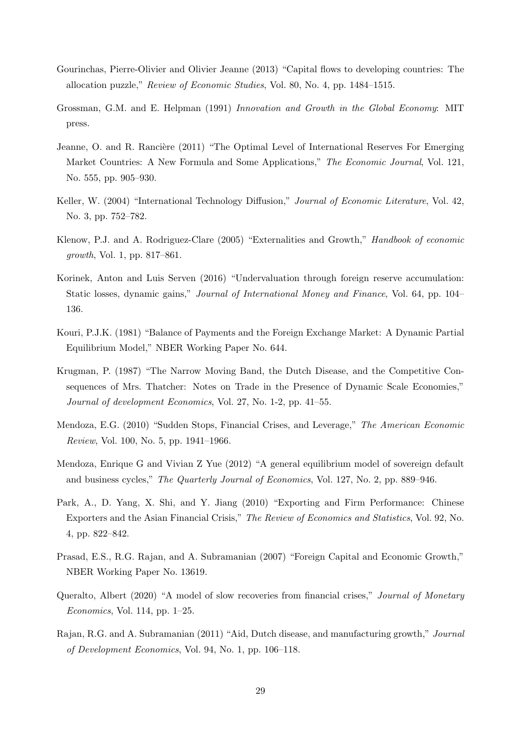Gourinchas, Pierre-Olivier and Olivier Jeanne (2013) "Capital flows to developing countries: The allocation puzzle," *Review of Economic Studies*, Vol. 80, No. 4, pp. 1484–1515.

Grossman, G.M. and E. Helpman (1991) *Innovation and Growth in the Global Economy*: MIT press.

Jeanne, O. and R. Rancière (2011) "The Optimal Level of International Reserves For Emerging Market Countries: A New Formula and Some Applications," *The Economic Journal*, Vol. 121, No. 555, pp. 905–930.

Keller, W. (2004) "International Technology Diffusion," *Journal of Economic Literature*, Vol. 42, No. 3, pp. 752–782.

Klenow, P.J. and A. Rodriguez-Clare (2005) "Externalities and Growth," *Handbook of economic growth*, Vol. 1, pp. 817–861.

Korinek, Anton and Luis Serven (2016) "Undervaluation through foreign reserve accumulation: Static losses, dynamic gains," *Journal of International Money and Finance*, Vol. 64, pp. 104–136.

Kouri, P.J.K. (1981) "Balance of Payments and the Foreign Exchange Market: A Dynamic Partial Equilibrium Model," NBER Working Paper No. 644.

Krugman, P. (1987) "The Narrow Moving Band, the Dutch Disease, and the Competitive Consequences of Mrs. Thatcher: Notes on Trade in the Presence of Dynamic Scale Economies," *Journal of development Economics*, Vol. 27, No. 1-2, pp. 41–55.

Mendoza, E.G. (2010) "Sudden Stops, Financial Crises, and Leverage," *The American Economic Review*, Vol. 100, No. 5, pp. 1941–1966.

Mendoza, Enrique G and Vivian Z Yue (2012) "A general equilibrium model of sovereign default and business cycles," *The Quarterly Journal of Economics*, Vol. 127, No. 2, pp. 889–946.

Park, A., D. Yang, X. Shi, and Y. Jiang (2010) "Exporting and Firm Performance: Chinese Exporters and the Asian Financial Crisis," *The Review of Economics and Statistics*, Vol. 92, No. 4, pp. 822–842.

Prasad, E.S., R.G. Rajan, and A. Subramanian (2007) "Foreign Capital and Economic Growth," NBER Working Paper No. 13619.

Queralto, Albert (2020) "A model of slow recoveries from financial crises," *Journal of Monetary Economics*, Vol. 114, pp. 1–25.

Rajan, R.G. and A. Subramanian (2011) "Aid, Dutch disease, and manufacturing growth," *Journal of Development Economics*, Vol. 94, No. 1, pp. 106–118.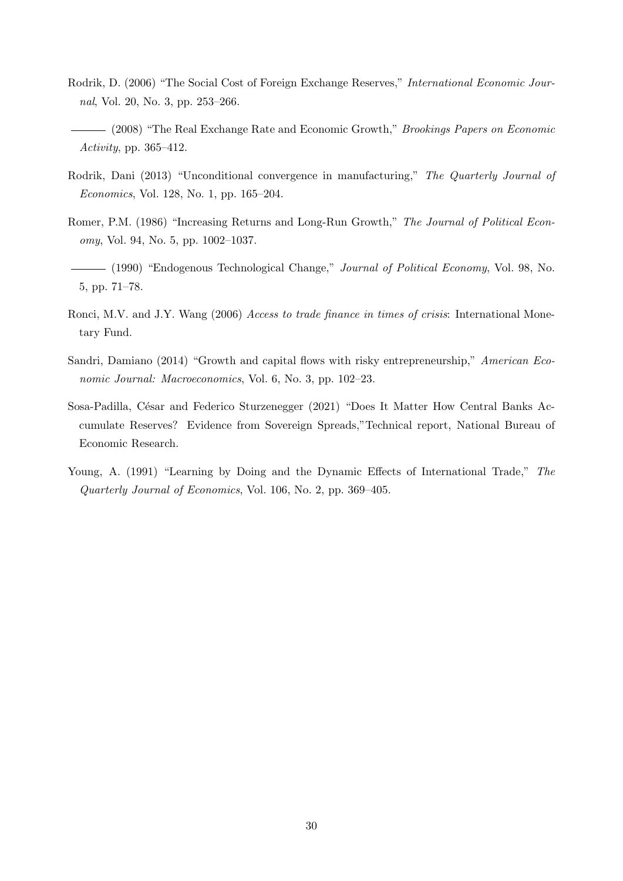Rodrik, D. (2006) "The Social Cost of Foreign Exchange Reserves," *International Economic Journal*, Vol. 20, No. 3, pp. 253–266.

——— (2008) "The Real Exchange Rate and Economic Growth," *Brookings Papers on Economic Activity*, pp. 365–412.

Rodrik, Dani (2013) "Unconditional convergence in manufacturing," *The Quarterly Journal of Economics*, Vol. 128, No. 1, pp. 165–204.

Romer, P.M. (1986) "Increasing Returns and Long-Run Growth," *The Journal of Political Economy*, Vol. 94, No. 5, pp. 1002–1037.

——— (1990) "Endogenous Technological Change," *Journal of Political Economy*, Vol. 98, No. 5, pp. 71–78.

Ronci, M.V. and J.Y. Wang (2006) *Access to trade finance in times of crisis*: International Monetary Fund.

Sandri, Damiano (2014) "Growth and capital flows with risky entrepreneurship," *American Economic Journal: Macroeconomics*, Vol. 6, No. 3, pp. 102–23.

Sosa-Padilla, César and Federico Sturzenegger (2021) "Does It Matter How Central Banks Accumulate Reserves? Evidence from Sovereign Spreads,"Technical report, National Bureau of Economic Research.

Young, A. (1991) "Learning by Doing and the Dynamic Effects of International Trade," *The Quarterly Journal of Economics*, Vol. 106, No. 2, pp. 369–405.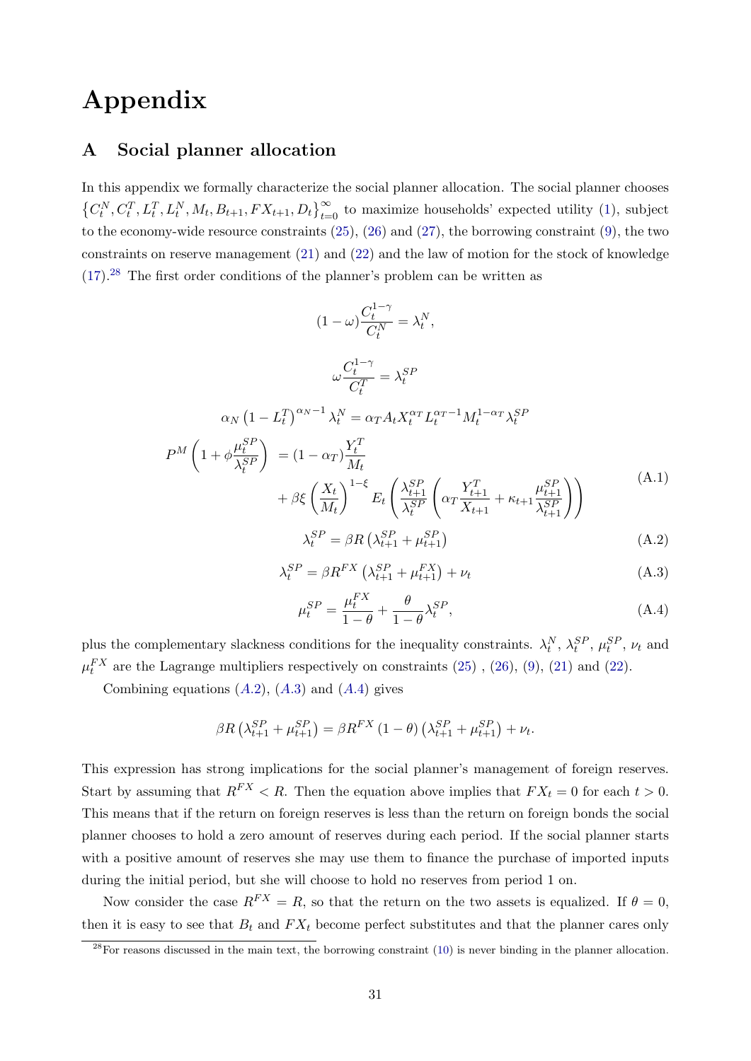# Appendix

## A Social planner allocation

In this appendix we formally characterize the social planner allocation. The social planner chooses $\left\{C_t^N, C_t^T, L_t^T, L_t^N, M_t, B_{t+1}, FX_{t+1}, D_t\right\}_{t=0}^{\infty}$ to maximize households' expected utility (1), subject to the economy-wide resource constraints (25), (26) and (27), the borrowing constraint (9), the two constraints on reserve management (21) and (22) and the law of motion for the stock of knowledge (17).[28] The first order conditions of the planner's problem can be written as

$$(1-\omega)\frac{C_t^{1-\gamma}}{C_t^N} = \lambda_t^N,$$

$$\omega\frac{C_t^{1-\gamma}}{C_t^T} = \lambda_t^{SP}$$

$$\alpha_N\left(1-L_t^T\right)^{\alpha_N-1}\lambda_t^N = \alpha_T A_t X_t^{\alpha_T} L_t^{\alpha_T-1} M_t^{1-\alpha_T}\lambda_t^{SP}$$

$$\begin{aligned} P^M\left(1+\phi\frac{\mu_t^{SP}}{\lambda_t^{SP}}\right) &= (1-\alpha_T)\frac{Y_t^T}{M_t} \\ &+ \beta\xi\left(\frac{X_t}{M_t}\right)^{1-\xi} E_t\left(\frac{\lambda_{t+1}^{SP}}{\lambda_t^{SP}}\left(\alpha_T\frac{Y_{t+1}^T}{X_{t+1}} + \kappa_{t+1}\frac{\mu_{t+1}^{SP}}{\lambda_{t+1}^{SP}}\right)\right) \end{aligned} \tag{A.1}$$

$$\lambda_t^{SP} = \beta R\left(\lambda_{t+1}^{SP} + \mu_{t+1}^{SP}\right) \tag{A.2}$$

$$\lambda_t^{SP} = \beta R^{FX}\left(\lambda_{t+1}^{SP} + \mu_{t+1}^{FX}\right) + \nu_t \tag{A.3}$$

$$\mu_t^{SP} = \frac{\mu_t^{FX}}{1-\theta} + \frac{\theta}{1-\theta}\lambda_t^{SP}, \tag{A.4}$$

plus the complementary slackness conditions for the inequality constraints. $\lambda_t^N$, $\lambda_t^{SP}$, $\mu_t^{SP}$, $\nu_t$ and $\mu_t^{FX}$ are the Lagrange multipliers respectively on constraints (25) , (26), (9), (21) and (22).

Combining equations ($A.2$), ($A.3$) and ($A.4$) gives

$$\beta R\left(\lambda_{t+1}^{SP} + \mu_{t+1}^{SP}\right) = \beta R^{FX}(1-\theta)\left(\lambda_{t+1}^{SP} + \mu_{t+1}^{SP}\right) + \nu_t.$$

This expression has strong implications for the social planner's management of foreign reserves. Start by assuming that $R^{FX} < R$. Then the equation above implies that $FX_t = 0$ for each $t > 0$. This means that if the return on foreign reserves is less than the return on foreign bonds the social planner chooses to hold a zero amount of reserves during each period. If the social planner starts with a positive amount of reserves she may use them to finance the purchase of imported inputs during the initial period, but she will choose to hold no reserves from period 1 on.

Now consider the case $R^{FX} = R$, so that the return on the two assets is equalized. If $\theta = 0$, then it is easy to see that $B_t$ and $FX_t$ become perfect substitutes and that the planner cares only

[28] For reasons discussed in the main text, the borrowing constraint (10) is never binding in the planner allocation.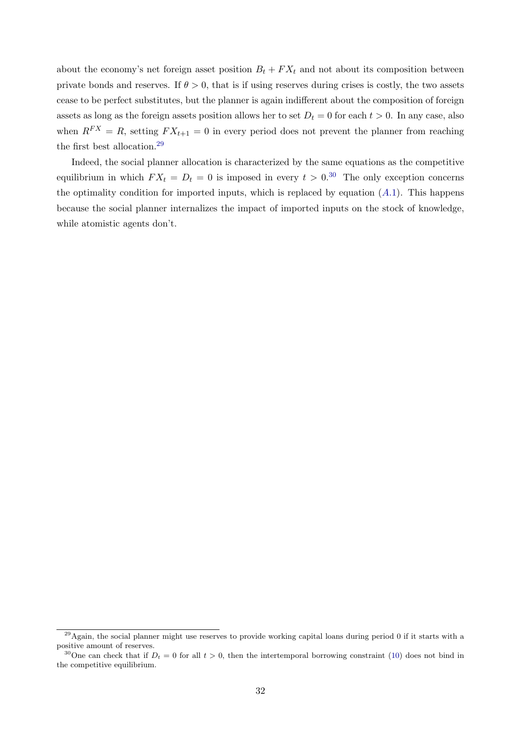about the economy's net foreign asset position $B_t + FX_t$ and not about its composition between private bonds and reserves. If $\theta > 0$, that is if using reserves during crises is costly, the two assets cease to be perfect substitutes, but the planner is again indifferent about the composition of foreign assets as long as the foreign assets position allows her to set $D_t = 0$ for each $t > 0$. In any case, also when $R^{FX} = R$, setting $FX_{t+1} = 0$ in every period does not prevent the planner from reaching the first best allocation.[29]

Indeed, the social planner allocation is characterized by the same equations as the competitive equilibrium in which $FX_t = D_t = 0$ is imposed in every $t > 0$.[30] The only exception concerns the optimality condition for imported inputs, which is replaced by equation ($A.1$). This happens because the social planner internalizes the impact of imported inputs on the stock of knowledge, while atomistic agents don't.

[29] Again, the social planner might use reserves to provide working capital loans during period 0 if it starts with a positive amount of reserves.

[30] One can check that if $D_t = 0$ for all $t > 0$, then the intertemporal borrowing constraint (10) does not bind in the competitive equilibrium.